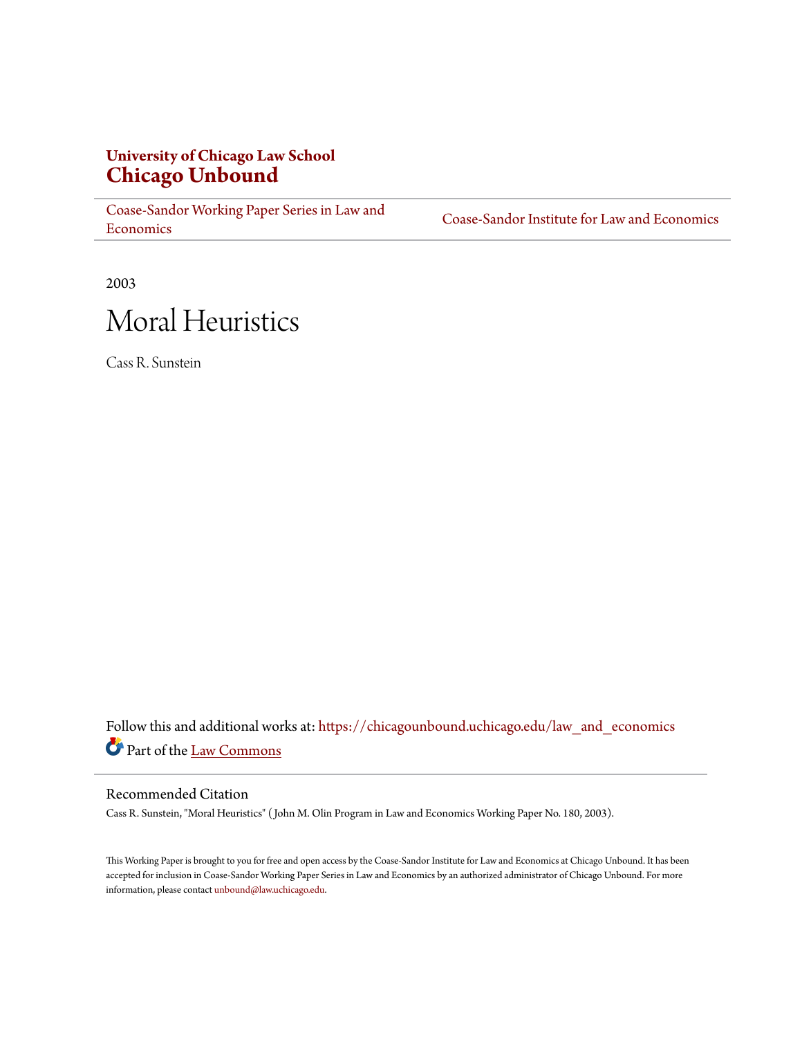**University of Chicago Law School**
## Chicago Unbound

Coase-Sandor Working Paper Series in Law and Economics | Coase-Sandor Institute for Law and Economics

2003

# Moral Heuristics

Cass R. Sunstein

Follow this and additional works at: https://chicagounbound.uchicago.edu/law_and_economics

Part of the Law Commons

### Recommended Citation

Cass R. Sunstein, "Moral Heuristics" ( John M. Olin Program in Law and Economics Working Paper No. 180, 2003).

This Working Paper is brought to you for free and open access by the Coase-Sandor Institute for Law and Economics at Chicago Unbound. It has been accepted for inclusion in Coase-Sandor Working Paper Series in Law and Economics by an authorized administrator of Chicago Unbound. For more information, please contact unbound@law.uchicago.edu.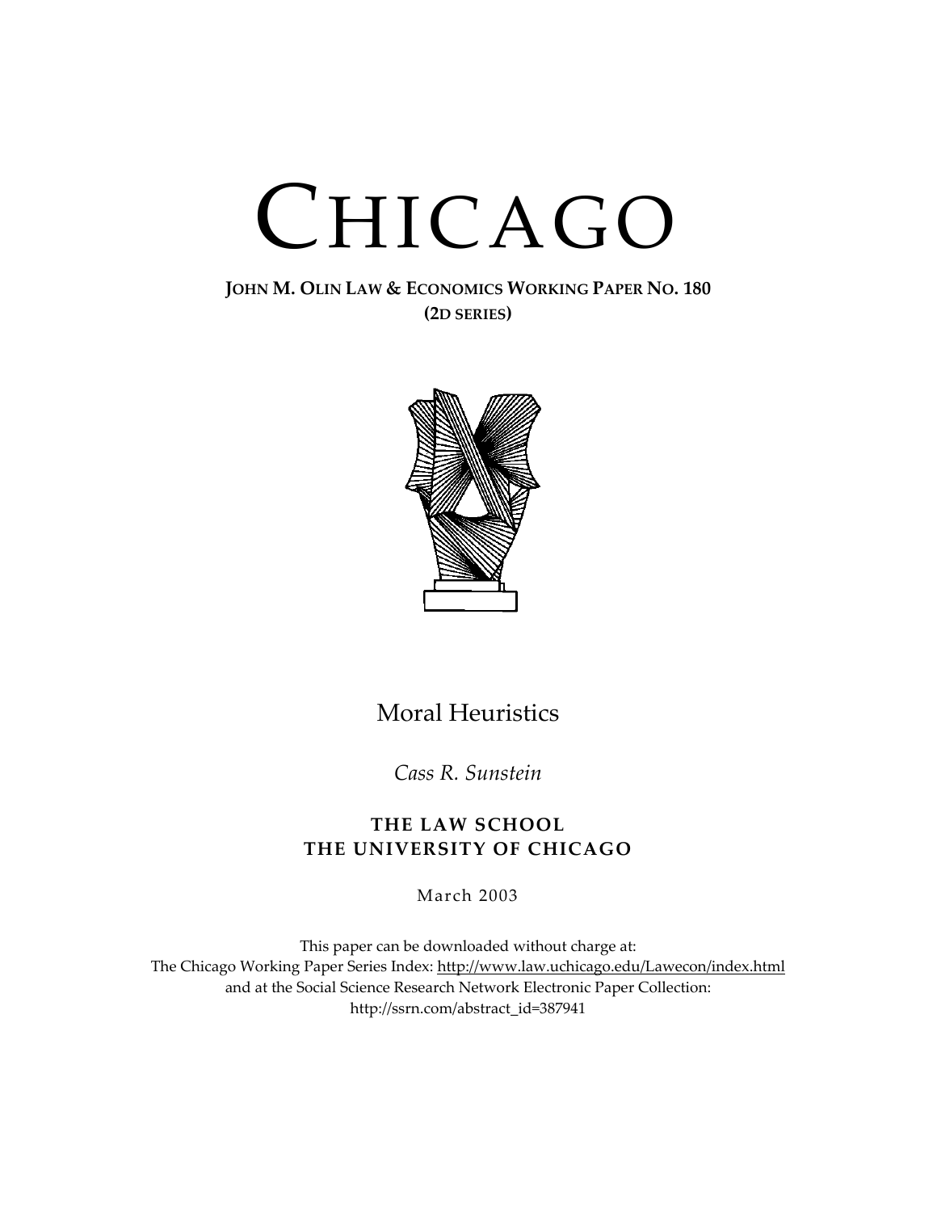# CHICAGO

**JOHN M. OLIN LAW & ECONOMICS WORKING PAPER NO. 180**
**(2D SERIES)**

## Moral Heuristics

*Cass R. Sunstein*

**THE LAW SCHOOL**
**THE UNIVERSITY OF CHICAGO**

March 2003

This paper can be downloaded without charge at:
The Chicago Working Paper Series Index: http://www.law.uchicago.edu/Lawecon/index.html
and at the Social Science Research Network Electronic Paper Collection:
http://ssrn.com/abstract_id=387941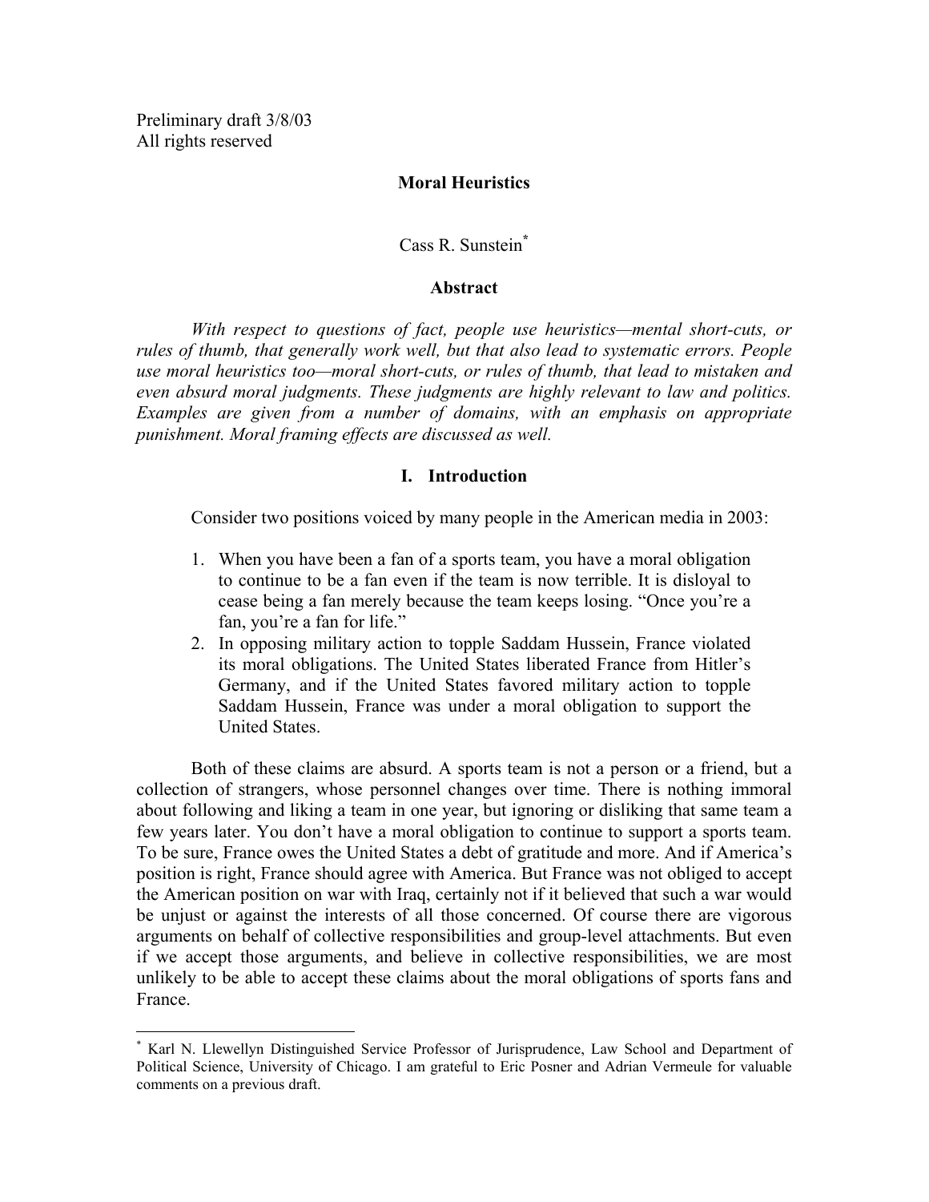Preliminary draft 3/8/03
All rights reserved

**Moral Heuristics**

Cass R. Sunstein[*]

**Abstract**

*With respect to questions of fact, people use heuristics—mental short-cuts, or rules of thumb, that generally work well, but that also lead to systematic errors. People use moral heuristics too—moral short-cuts, or rules of thumb, that lead to mistaken and even absurd moral judgments. These judgments are highly relevant to law and politics. Examples are given from a number of domains, with an emphasis on appropriate punishment. Moral framing effects are discussed as well.*

## I. Introduction

Consider two positions voiced by many people in the American media in 2003:

1. When you have been a fan of a sports team, you have a moral obligation to continue to be a fan even if the team is now terrible. It is disloyal to cease being a fan merely because the team keeps losing. "Once you're a fan, you're a fan for life."
2. In opposing military action to topple Saddam Hussein, France violated its moral obligations. The United States liberated France from Hitler's Germany, and if the United States favored military action to topple Saddam Hussein, France was under a moral obligation to support the United States.

Both of these claims are absurd. A sports team is not a person or a friend, but a collection of strangers, whose personnel changes over time. There is nothing immoral about following and liking a team in one year, but ignoring or disliking that same team a few years later. You don't have a moral obligation to continue to support a sports team. To be sure, France owes the United States a debt of gratitude and more. And if America's position is right, France should agree with America. But France was not obliged to accept the American position on war with Iraq, certainly not if it believed that such a war would be unjust or against the interests of all those concerned. Of course there are vigorous arguments on behalf of collective responsibilities and group-level attachments. But even if we accept those arguments, and believe in collective responsibilities, we are most unlikely to be able to accept these claims about the moral obligations of sports fans and France.

[*] Karl N. Llewellyn Distinguished Service Professor of Jurisprudence, Law School and Department of Political Science, University of Chicago. I am grateful to Eric Posner and Adrian Vermeule for valuable comments on a previous draft.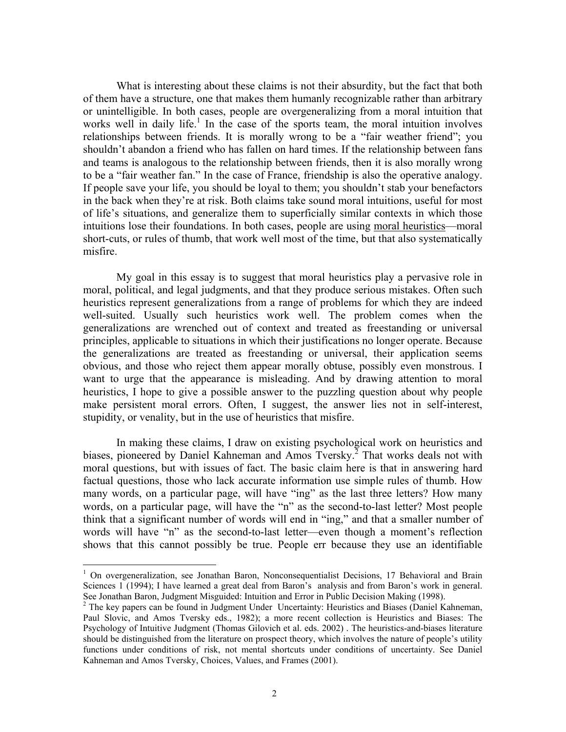What is interesting about these claims is not their absurdity, but the fact that both of them have a structure, one that makes them humanly recognizable rather than arbitrary or unintelligible. In both cases, people are overgeneralizing from a moral intuition that works well in daily life.[1] In the case of the sports team, the moral intuition involves relationships between friends. It is morally wrong to be a "fair weather friend"; you shouldn't abandon a friend who has fallen on hard times. If the relationship between fans and teams is analogous to the relationship between friends, then it is also morally wrong to be a "fair weather fan." In the case of France, friendship is also the operative analogy. If people save your life, you should be loyal to them; you shouldn't stab your benefactors in the back when they're at risk. Both claims take sound moral intuitions, useful for most of life's situations, and generalize them to superficially similar contexts in which those intuitions lose their foundations. In both cases, people are using <u>moral heuristics</u>—moral short-cuts, or rules of thumb, that work well most of the time, but that also systematically misfire.

My goal in this essay is to suggest that moral heuristics play a pervasive role in moral, political, and legal judgments, and that they produce serious mistakes. Often such heuristics represent generalizations from a range of problems for which they are indeed well-suited. Usually such heuristics work well. The problem comes when the generalizations are wrenched out of context and treated as freestanding or universal principles, applicable to situations in which their justifications no longer operate. Because the generalizations are treated as freestanding or universal, their application seems obvious, and those who reject them appear morally obtuse, possibly even monstrous. I want to urge that the appearance is misleading. And by drawing attention to moral heuristics, I hope to give a possible answer to the puzzling question about why people make persistent moral errors. Often, I suggest, the answer lies not in self-interest, stupidity, or venality, but in the use of heuristics that misfire.

In making these claims, I draw on existing psychological work on heuristics and biases, pioneered by Daniel Kahneman and Amos Tversky.[2] That works deals not with moral questions, but with issues of fact. The basic claim here is that in answering hard factual questions, those who lack accurate information use simple rules of thumb. How many words, on a particular page, will have "ing" as the last three letters? How many words, on a particular page, will have the "n" as the second-to-last letter? Most people think that a significant number of words will end in "ing," and that a smaller number of words will have "n" as the second-to-last letter—even though a moment's reflection shows that this cannot possibly be true. People err because they use an identifiable

---

[1] On overgeneralization, see Jonathan Baron, Nonconsequentialist Decisions, 17 Behavioral and Brain Sciences 1 (1994); I have learned a great deal from Baron's analysis and from Baron's work in general. See Jonathan Baron, Judgment Misguided: Intuition and Error in Public Decision Making (1998).

[2] The key papers can be found in Judgment Under Uncertainty: Heuristics and Biases (Daniel Kahneman, Paul Slovic, and Amos Tversky eds., 1982); a more recent collection is Heuristics and Biases: The Psychology of Intuitive Judgment (Thomas Gilovich et al. eds. 2002) . The heuristics-and-biases literature should be distinguished from the literature on prospect theory, which involves the nature of people's utility functions under conditions of risk, not mental shortcuts under conditions of uncertainty. See Daniel Kahneman and Amos Tversky, Choices, Values, and Frames (2001).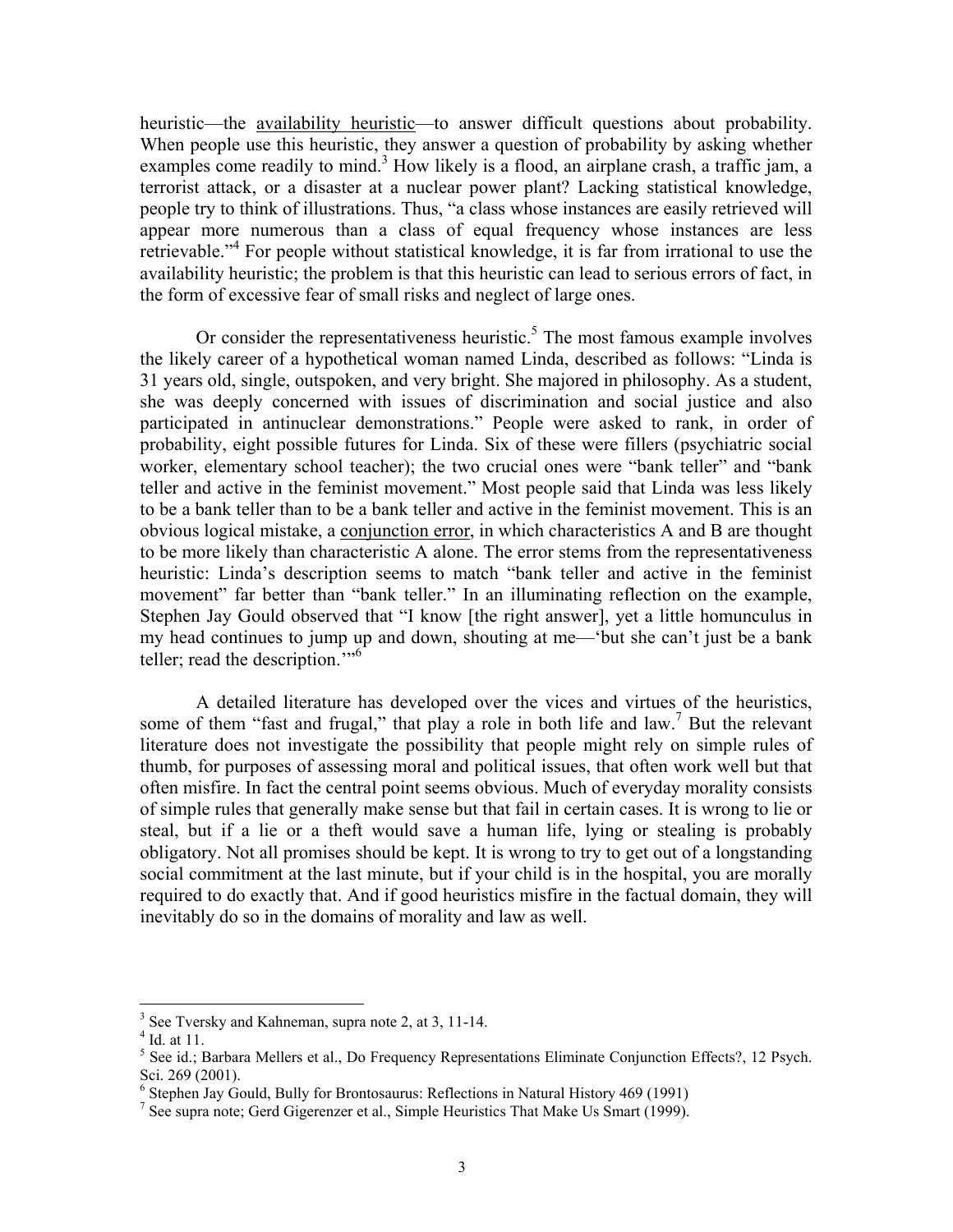heuristic—the availability heuristic—to answer difficult questions about probability. When people use this heuristic, they answer a question of probability by asking whether examples come readily to mind.[3] How likely is a flood, an airplane crash, a traffic jam, a terrorist attack, or a disaster at a nuclear power plant? Lacking statistical knowledge, people try to think of illustrations. Thus, "a class whose instances are easily retrieved will appear more numerous than a class of equal frequency whose instances are less retrievable."[4] For people without statistical knowledge, it is far from irrational to use the availability heuristic; the problem is that this heuristic can lead to serious errors of fact, in the form of excessive fear of small risks and neglect of large ones.

Or consider the representativeness heuristic.[5] The most famous example involves the likely career of a hypothetical woman named Linda, described as follows: "Linda is 31 years old, single, outspoken, and very bright. She majored in philosophy. As a student, she was deeply concerned with issues of discrimination and social justice and also participated in antinuclear demonstrations." People were asked to rank, in order of probability, eight possible futures for Linda. Six of these were fillers (psychiatric social worker, elementary school teacher); the two crucial ones were "bank teller" and "bank teller and active in the feminist movement." Most people said that Linda was less likely to be a bank teller than to be a bank teller and active in the feminist movement. This is an obvious logical mistake, a conjunction error, in which characteristics A and B are thought to be more likely than characteristic A alone. The error stems from the representativeness heuristic: Linda's description seems to match "bank teller and active in the feminist movement" far better than "bank teller." In an illuminating reflection on the example, Stephen Jay Gould observed that "I know [the right answer], yet a little homunculus in my head continues to jump up and down, shouting at me—'but she can't just be a bank teller; read the description.'"[6]

A detailed literature has developed over the vices and virtues of the heuristics, some of them "fast and frugal," that play a role in both life and law.[7] But the relevant literature does not investigate the possibility that people might rely on simple rules of thumb, for purposes of assessing moral and political issues, that often work well but that often misfire. In fact the central point seems obvious. Much of everyday morality consists of simple rules that generally make sense but that fail in certain cases. It is wrong to lie or steal, but if a lie or a theft would save a human life, lying or stealing is probably obligatory. Not all promises should be kept. It is wrong to try to get out of a longstanding social commitment at the last minute, but if your child is in the hospital, you are morally required to do exactly that. And if good heuristics misfire in the factual domain, they will inevitably do so in the domains of morality and law as well.

---

[3] See Tversky and Kahneman, supra note 2, at 3, 11-14.

[4] Id. at 11.

[5] See id.; Barbara Mellers et al., Do Frequency Representations Eliminate Conjunction Effects?, 12 Psych. Sci. 269 (2001).

[6] Stephen Jay Gould, Bully for Brontosaurus: Reflections in Natural History 469 (1991)

[7] See supra note; Gerd Gigerenzer et al., Simple Heuristics That Make Us Smart (1999).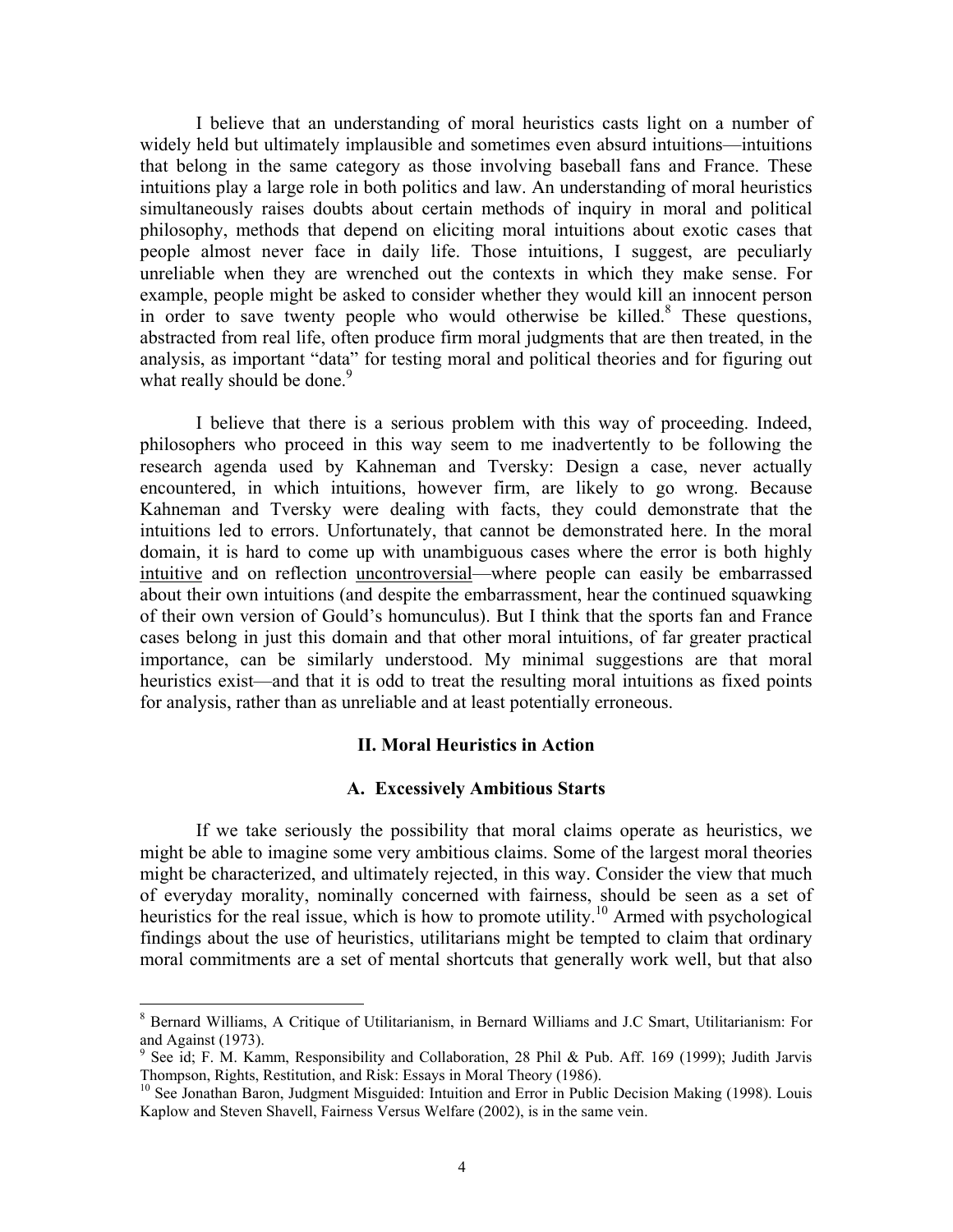I believe that an understanding of moral heuristics casts light on a number of widely held but ultimately implausible and sometimes even absurd intuitions—intuitions that belong in the same category as those involving baseball fans and France. These intuitions play a large role in both politics and law. An understanding of moral heuristics simultaneously raises doubts about certain methods of inquiry in moral and political philosophy, methods that depend on eliciting moral intuitions about exotic cases that people almost never face in daily life. Those intuitions, I suggest, are peculiarly unreliable when they are wrenched out the contexts in which they make sense. For example, people might be asked to consider whether they would kill an innocent person in order to save twenty people who would otherwise be killed.[8] These questions, abstracted from real life, often produce firm moral judgments that are then treated, in the analysis, as important "data" for testing moral and political theories and for figuring out what really should be done.[9]

I believe that there is a serious problem with this way of proceeding. Indeed, philosophers who proceed in this way seem to me inadvertently to be following the research agenda used by Kahneman and Tversky: Design a case, never actually encountered, in which intuitions, however firm, are likely to go wrong. Because Kahneman and Tversky were dealing with facts, they could demonstrate that the intuitions led to errors. Unfortunately, that cannot be demonstrated here. In the moral domain, it is hard to come up with unambiguous cases where the error is both highly intuitive and on reflection uncontroversial—where people can easily be embarrassed about their own intuitions (and despite the embarrassment, hear the continued squawking of their own version of Gould's homunculus). But I think that the sports fan and France cases belong in just this domain and that other moral intuitions, of far greater practical importance, can be similarly understood. My minimal suggestions are that moral heuristics exist—and that it is odd to treat the resulting moral intuitions as fixed points for analysis, rather than as unreliable and at least potentially erroneous.

## II. Moral Heuristics in Action

### A. Excessively Ambitious Starts

If we take seriously the possibility that moral claims operate as heuristics, we might be able to imagine some very ambitious claims. Some of the largest moral theories might be characterized, and ultimately rejected, in this way. Consider the view that much of everyday morality, nominally concerned with fairness, should be seen as a set of heuristics for the real issue, which is how to promote utility.[10] Armed with psychological findings about the use of heuristics, utilitarians might be tempted to claim that ordinary moral commitments are a set of mental shortcuts that generally work well, but that also

---

[8] Bernard Williams, A Critique of Utilitarianism, in Bernard Williams and J.C Smart, Utilitarianism: For and Against (1973).

[9] See id; F. M. Kamm, Responsibility and Collaboration, 28 Phil & Pub. Aff. 169 (1999); Judith Jarvis Thompson, Rights, Restitution, and Risk: Essays in Moral Theory (1986).

[10] See Jonathan Baron, Judgment Misguided: Intuition and Error in Public Decision Making (1998). Louis Kaplow and Steven Shavell, Fairness Versus Welfare (2002), is in the same vein.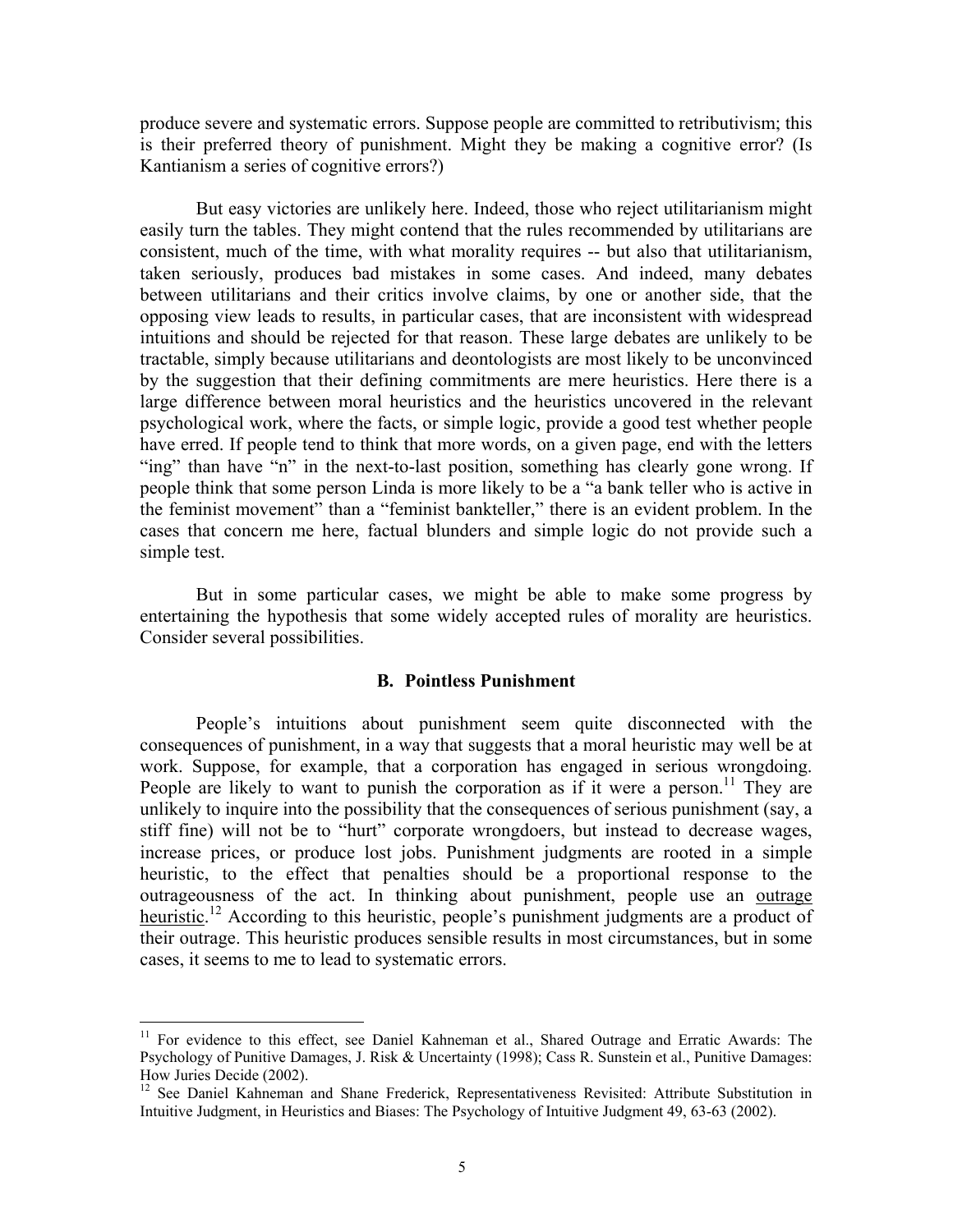produce severe and systematic errors. Suppose people are committed to retributivism; this is their preferred theory of punishment. Might they be making a cognitive error? (Is Kantianism a series of cognitive errors?)

But easy victories are unlikely here. Indeed, those who reject utilitarianism might easily turn the tables. They might contend that the rules recommended by utilitarians are consistent, much of the time, with what morality requires -- but also that utilitarianism, taken seriously, produces bad mistakes in some cases. And indeed, many debates between utilitarians and their critics involve claims, by one or another side, that the opposing view leads to results, in particular cases, that are inconsistent with widespread intuitions and should be rejected for that reason. These large debates are unlikely to be tractable, simply because utilitarians and deontologists are most likely to be unconvinced by the suggestion that their defining commitments are mere heuristics. Here there is a large difference between moral heuristics and the heuristics uncovered in the relevant psychological work, where the facts, or simple logic, provide a good test whether people have erred. If people tend to think that more words, on a given page, end with the letters "ing" than have "n" in the next-to-last position, something has clearly gone wrong. If people think that some person Linda is more likely to be a "a bank teller who is active in the feminist movement" than a "feminist bankteller," there is an evident problem. In the cases that concern me here, factual blunders and simple logic do not provide such a simple test.

But in some particular cases, we might be able to make some progress by entertaining the hypothesis that some widely accepted rules of morality are heuristics. Consider several possibilities.

### B. Pointless Punishment

People's intuitions about punishment seem quite disconnected with the consequences of punishment, in a way that suggests that a moral heuristic may well be at work. Suppose, for example, that a corporation has engaged in serious wrongdoing. People are likely to want to punish the corporation as if it were a person.[11] They are unlikely to inquire into the possibility that the consequences of serious punishment (say, a stiff fine) will not be to "hurt" corporate wrongdoers, but instead to decrease wages, increase prices, or produce lost jobs. Punishment judgments are rooted in a simple heuristic, to the effect that penalties should be a proportional response to the outrageousness of the act. In thinking about punishment, people use an <u>outrage heuristic</u>.[12] According to this heuristic, people's punishment judgments are a product of their outrage. This heuristic produces sensible results in most circumstances, but in some cases, it seems to me to lead to systematic errors.

---

[11] For evidence to this effect, see Daniel Kahneman et al., Shared Outrage and Erratic Awards: The Psychology of Punitive Damages, J. Risk & Uncertainty (1998); Cass R. Sunstein et al., Punitive Damages: How Juries Decide (2002).

[12] See Daniel Kahneman and Shane Frederick, Representativeness Revisited: Attribute Substitution in Intuitive Judgment, in Heuristics and Biases: The Psychology of Intuitive Judgment 49, 63-63 (2002).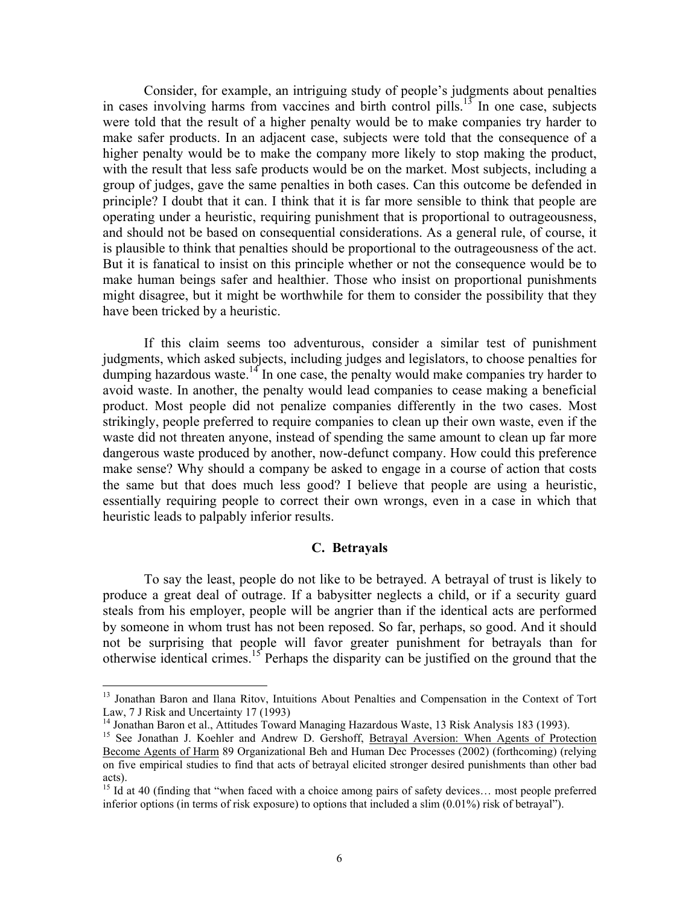Consider, for example, an intriguing study of people's judgments about penalties in cases involving harms from vaccines and birth control pills.[13] In one case, subjects were told that the result of a higher penalty would be to make companies try harder to make safer products. In an adjacent case, subjects were told that the consequence of a higher penalty would be to make the company more likely to stop making the product, with the result that less safe products would be on the market. Most subjects, including a group of judges, gave the same penalties in both cases. Can this outcome be defended in principle? I doubt that it can. I think that it is far more sensible to think that people are operating under a heuristic, requiring punishment that is proportional to outrageousness, and should not be based on consequential considerations. As a general rule, of course, it is plausible to think that penalties should be proportional to the outrageousness of the act. But it is fanatical to insist on this principle whether or not the consequence would be to make human beings safer and healthier. Those who insist on proportional punishments might disagree, but it might be worthwhile for them to consider the possibility that they have been tricked by a heuristic.

If this claim seems too adventurous, consider a similar test of punishment judgments, which asked subjects, including judges and legislators, to choose penalties for dumping hazardous waste.[14] In one case, the penalty would make companies try harder to avoid waste. In another, the penalty would lead companies to cease making a beneficial product. Most people did not penalize companies differently in the two cases. Most strikingly, people preferred to require companies to clean up their own waste, even if the waste did not threaten anyone, instead of spending the same amount to clean up far more dangerous waste produced by another, now-defunct company. How could this preference make sense? Why should a company be asked to engage in a course of action that costs the same but that does much less good? I believe that people are using a heuristic, essentially requiring people to correct their own wrongs, even in a case in which that heuristic leads to palpably inferior results.

### C. Betrayals

To say the least, people do not like to be betrayed. A betrayal of trust is likely to produce a great deal of outrage. If a babysitter neglects a child, or if a security guard steals from his employer, people will be angrier than if the identical acts are performed by someone in whom trust has not been reposed. So far, perhaps, so good. And it should not be surprising that people will favor greater punishment for betrayals than for otherwise identical crimes.[15] Perhaps the disparity can be justified on the ground that the

---

[13] Jonathan Baron and Ilana Ritov, Intuitions About Penalties and Compensation in the Context of Tort Law, 7 J Risk and Uncertainty 17 (1993)

[14] Jonathan Baron et al., Attitudes Toward Managing Hazardous Waste, 13 Risk Analysis 183 (1993).

[15] See Jonathan J. Koehler and Andrew D. Gershoff, Betrayal Aversion: When Agents of Protection Become Agents of Harm 89 Organizational Beh and Human Dec Processes (2002) (forthcoming) (relying on five empirical studies to find that acts of betrayal elicited stronger desired punishments than other bad acts).

[15] Id at 40 (finding that "when faced with a choice among pairs of safety devices… most people preferred inferior options (in terms of risk exposure) to options that included a slim (0.01%) risk of betrayal").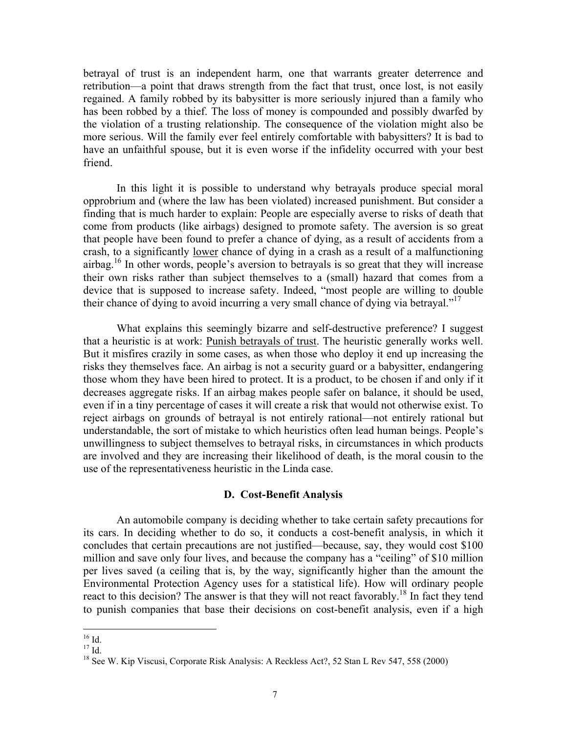betrayal of trust is an independent harm, one that warrants greater deterrence and retribution—a point that draws strength from the fact that trust, once lost, is not easily regained. A family robbed by its babysitter is more seriously injured than a family who has been robbed by a thief. The loss of money is compounded and possibly dwarfed by the violation of a trusting relationship. The consequence of the violation might also be more serious. Will the family ever feel entirely comfortable with babysitters? It is bad to have an unfaithful spouse, but it is even worse if the infidelity occurred with your best friend.

In this light it is possible to understand why betrayals produce special moral opprobrium and (where the law has been violated) increased punishment. But consider a finding that is much harder to explain: People are especially averse to risks of death that come from products (like airbags) designed to promote safety. The aversion is so great that people have been found to prefer a chance of dying, as a result of accidents from a crash, to a significantly <u>lower</u> chance of dying in a crash as a result of a malfunctioning airbag.[16] In other words, people's aversion to betrayals is so great that they will increase their own risks rather than subject themselves to a (small) hazard that comes from a device that is supposed to increase safety. Indeed, "most people are willing to double their chance of dying to avoid incurring a very small chance of dying via betrayal."[17]

What explains this seemingly bizarre and self-destructive preference? I suggest that a heuristic is at work: <u>Punish betrayals of trust</u>. The heuristic generally works well. But it misfires crazily in some cases, as when those who deploy it end up increasing the risks they themselves face. An airbag is not a security guard or a babysitter, endangering those whom they have been hired to protect. It is a product, to be chosen if and only if it decreases aggregate risks. If an airbag makes people safer on balance, it should be used, even if in a tiny percentage of cases it will create a risk that would not otherwise exist. To reject airbags on grounds of betrayal is not entirely rational—not entirely rational but understandable, the sort of mistake to which heuristics often lead human beings. People's unwillingness to subject themselves to betrayal risks, in circumstances in which products are involved and they are increasing their likelihood of death, is the moral cousin to the use of the representativeness heuristic in the Linda case.

### D. Cost-Benefit Analysis

An automobile company is deciding whether to take certain safety precautions for its cars. In deciding whether to do so, it conducts a cost-benefit analysis, in which it concludes that certain precautions are not justified—because, say, they would cost $100 million and save only four lives, and because the company has a "ceiling" of $10 million per lives saved (a ceiling that is, by the way, significantly higher than the amount the Environmental Protection Agency uses for a statistical life). How will ordinary people react to this decision? The answer is that they will not react favorably.[18] In fact they tend to punish companies that base their decisions on cost-benefit analysis, even if a high

---

[16] Id.

[17] Id.

[18] See W. Kip Viscusi, Corporate Risk Analysis: A Reckless Act?, 52 Stan L Rev 547, 558 (2000)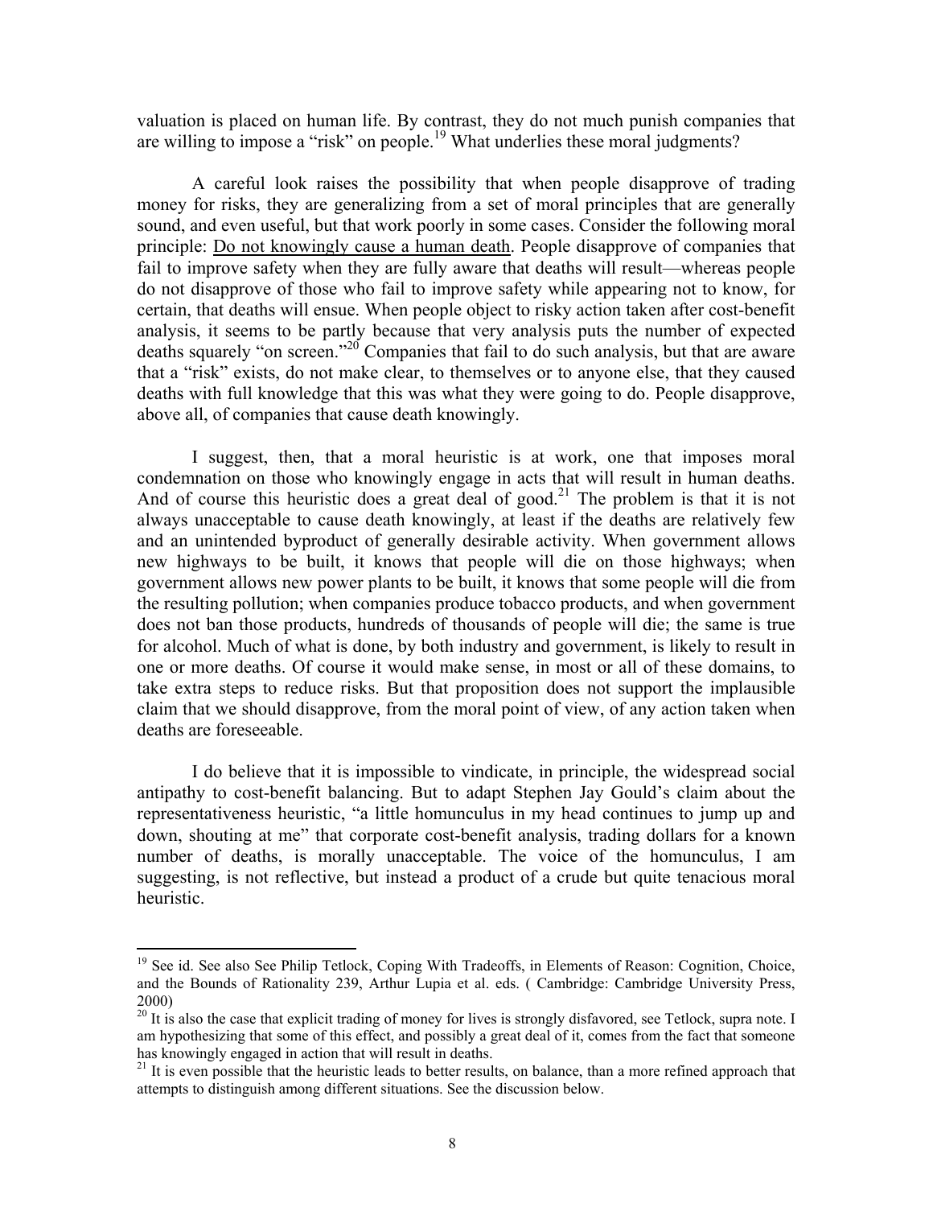valuation is placed on human life. By contrast, they do not much punish companies that are willing to impose a "risk" on people.[19] What underlies these moral judgments?

A careful look raises the possibility that when people disapprove of trading money for risks, they are generalizing from a set of moral principles that are generally sound, and even useful, but that work poorly in some cases. Consider the following moral principle: <u>Do not knowingly cause a human death</u>. People disapprove of companies that fail to improve safety when they are fully aware that deaths will result—whereas people do not disapprove of those who fail to improve safety while appearing not to know, for certain, that deaths will ensue. When people object to risky action taken after cost-benefit analysis, it seems to be partly because that very analysis puts the number of expected deaths squarely "on screen."[20] Companies that fail to do such analysis, but that are aware that a "risk" exists, do not make clear, to themselves or to anyone else, that they caused deaths with full knowledge that this was what they were going to do. People disapprove, above all, of companies that cause death knowingly.

I suggest, then, that a moral heuristic is at work, one that imposes moral condemnation on those who knowingly engage in acts that will result in human deaths. And of course this heuristic does a great deal of good.[21] The problem is that it is not always unacceptable to cause death knowingly, at least if the deaths are relatively few and an unintended byproduct of generally desirable activity. When government allows new highways to be built, it knows that people will die on those highways; when government allows new power plants to be built, it knows that some people will die from the resulting pollution; when companies produce tobacco products, and when government does not ban those products, hundreds of thousands of people will die; the same is true for alcohol. Much of what is done, by both industry and government, is likely to result in one or more deaths. Of course it would make sense, in most or all of these domains, to take extra steps to reduce risks. But that proposition does not support the implausible claim that we should disapprove, from the moral point of view, of any action taken when deaths are foreseeable.

I do believe that it is impossible to vindicate, in principle, the widespread social antipathy to cost-benefit balancing. But to adapt Stephen Jay Gould's claim about the representativeness heuristic, "a little homunculus in my head continues to jump up and down, shouting at me" that corporate cost-benefit analysis, trading dollars for a known number of deaths, is morally unacceptable. The voice of the homunculus, I am suggesting, is not reflective, but instead a product of a crude but quite tenacious moral heuristic.

---

[19] See id. See also See Philip Tetlock, Coping With Tradeoffs, in Elements of Reason: Cognition, Choice, and the Bounds of Rationality 239, Arthur Lupia et al. eds. ( Cambridge: Cambridge University Press, 2000)

[20] It is also the case that explicit trading of money for lives is strongly disfavored, see Tetlock, supra note. I am hypothesizing that some of this effect, and possibly a great deal of it, comes from the fact that someone has knowingly engaged in action that will result in deaths.

[21] It is even possible that the heuristic leads to better results, on balance, than a more refined approach that attempts to distinguish among different situations. See the discussion below.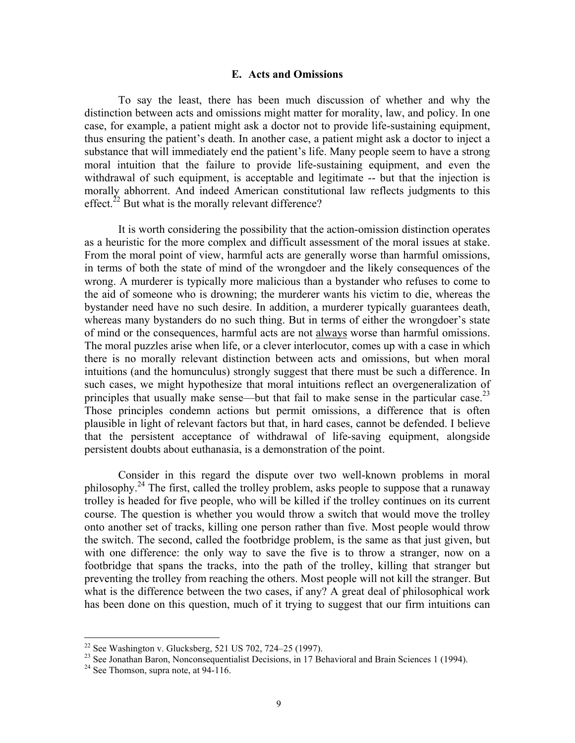### E. Acts and Omissions

To say the least, there has been much discussion of whether and why the distinction between acts and omissions might matter for morality, law, and policy. In one case, for example, a patient might ask a doctor not to provide life-sustaining equipment, thus ensuring the patient's death. In another case, a patient might ask a doctor to inject a substance that will immediately end the patient's life. Many people seem to have a strong moral intuition that the failure to provide life-sustaining equipment, and even the withdrawal of such equipment, is acceptable and legitimate -- but that the injection is morally abhorrent. And indeed American constitutional law reflects judgments to this effect.[22] But what is the morally relevant difference?

It is worth considering the possibility that the action-omission distinction operates as a heuristic for the more complex and difficult assessment of the moral issues at stake. From the moral point of view, harmful acts are generally worse than harmful omissions, in terms of both the state of mind of the wrongdoer and the likely consequences of the wrong. A murderer is typically more malicious than a bystander who refuses to come to the aid of someone who is drowning; the murderer wants his victim to die, whereas the bystander need have no such desire. In addition, a murderer typically guarantees death, whereas many bystanders do no such thing. But in terms of either the wrongdoer's state of mind or the consequences, harmful acts are not <u>always</u> worse than harmful omissions. The moral puzzles arise when life, or a clever interlocutor, comes up with a case in which there is no morally relevant distinction between acts and omissions, but when moral intuitions (and the homunculus) strongly suggest that there must be such a difference. In such cases, we might hypothesize that moral intuitions reflect an overgeneralization of principles that usually make sense—but that fail to make sense in the particular case.[23] Those principles condemn actions but permit omissions, a difference that is often plausible in light of relevant factors but that, in hard cases, cannot be defended. I believe that the persistent acceptance of withdrawal of life-saving equipment, alongside persistent doubts about euthanasia, is a demonstration of the point.

Consider in this regard the dispute over two well-known problems in moral philosophy.[24] The first, called the trolley problem, asks people to suppose that a runaway trolley is headed for five people, who will be killed if the trolley continues on its current course. The question is whether you would throw a switch that would move the trolley onto another set of tracks, killing one person rather than five. Most people would throw the switch. The second, called the footbridge problem, is the same as that just given, but with one difference: the only way to save the five is to throw a stranger, now on a footbridge that spans the tracks, into the path of the trolley, killing that stranger but preventing the trolley from reaching the others. Most people will not kill the stranger. But what is the difference between the two cases, if any? A great deal of philosophical work has been done on this question, much of it trying to suggest that our firm intuitions can

---

[22] See Washington v. Glucksberg, 521 US 702, 724–25 (1997).

[23] See Jonathan Baron, Nonconsequentialist Decisions, in 17 Behavioral and Brain Sciences 1 (1994).

[24] See Thomson, supra note, at 94-116.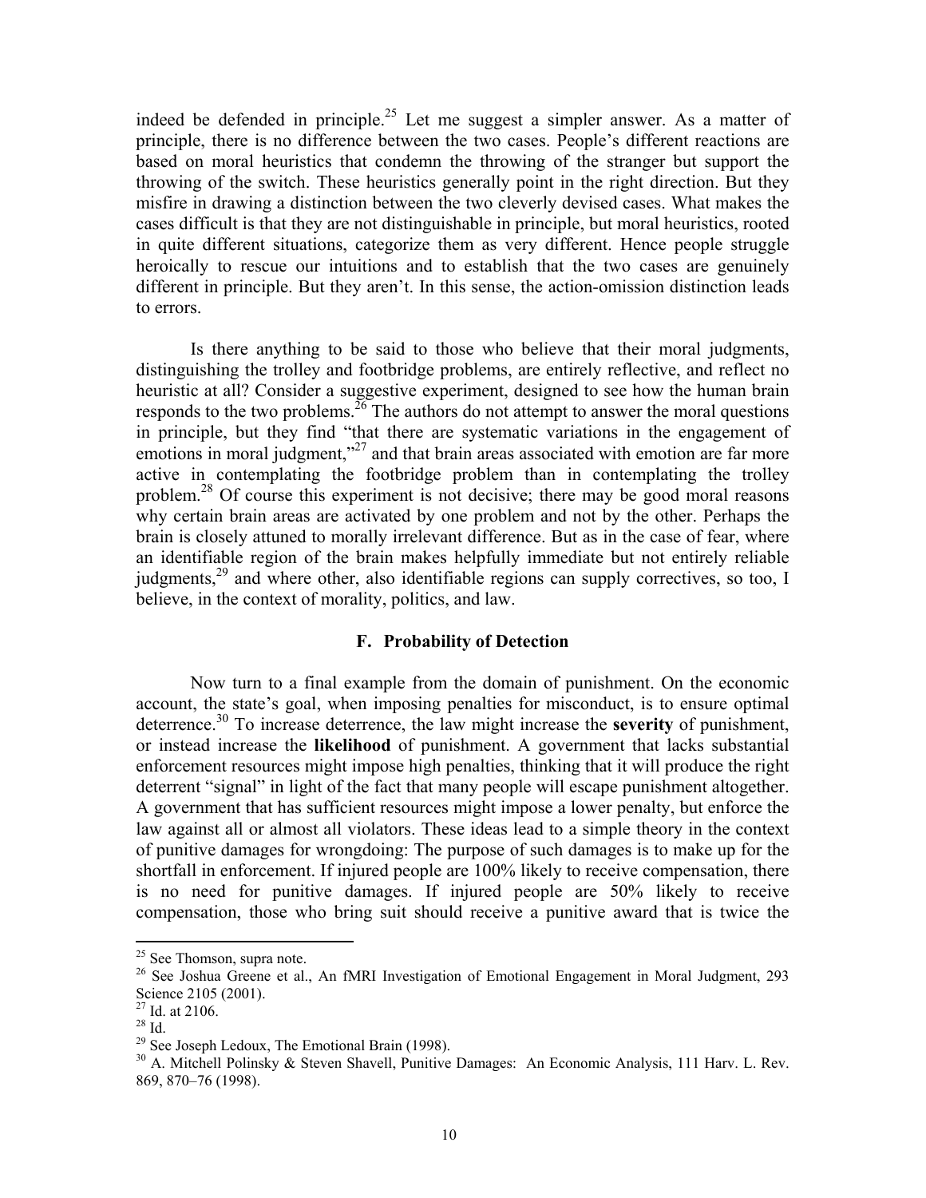indeed be defended in principle.[25] Let me suggest a simpler answer. As a matter of principle, there is no difference between the two cases. People's different reactions are based on moral heuristics that condemn the throwing of the stranger but support the throwing of the switch. These heuristics generally point in the right direction. But they misfire in drawing a distinction between the two cleverly devised cases. What makes the cases difficult is that they are not distinguishable in principle, but moral heuristics, rooted in quite different situations, categorize them as very different. Hence people struggle heroically to rescue our intuitions and to establish that the two cases are genuinely different in principle. But they aren't. In this sense, the action-omission distinction leads to errors.

Is there anything to be said to those who believe that their moral judgments, distinguishing the trolley and footbridge problems, are entirely reflective, and reflect no heuristic at all? Consider a suggestive experiment, designed to see how the human brain responds to the two problems.[26] The authors do not attempt to answer the moral questions in principle, but they find "that there are systematic variations in the engagement of emotions in moral judgment,"[27] and that brain areas associated with emotion are far more active in contemplating the footbridge problem than in contemplating the trolley problem.[28] Of course this experiment is not decisive; there may be good moral reasons why certain brain areas are activated by one problem and not by the other. Perhaps the brain is closely attuned to morally irrelevant difference. But as in the case of fear, where an identifiable region of the brain makes helpfully immediate but not entirely reliable judgments,[29] and where other, also identifiable regions can supply correctives, so too, I believe, in the context of morality, politics, and law.

### F. Probability of Detection

Now turn to a final example from the domain of punishment. On the economic account, the state's goal, when imposing penalties for misconduct, is to ensure optimal deterrence.[30] To increase deterrence, the law might increase the **severity** of punishment, or instead increase the **likelihood** of punishment. A government that lacks substantial enforcement resources might impose high penalties, thinking that it will produce the right deterrent "signal" in light of the fact that many people will escape punishment altogether. A government that has sufficient resources might impose a lower penalty, but enforce the law against all or almost all violators. These ideas lead to a simple theory in the context of punitive damages for wrongdoing: The purpose of such damages is to make up for the shortfall in enforcement. If injured people are 100% likely to receive compensation, there is no need for punitive damages. If injured people are 50% likely to receive compensation, those who bring suit should receive a punitive award that is twice the

---

[25] See Thomson, supra note.

[26] See Joshua Greene et al., An fMRI Investigation of Emotional Engagement in Moral Judgment, 293 Science 2105 (2001).

[27] Id. at 2106.

[28] Id.

[29] See Joseph Ledoux, The Emotional Brain (1998).

[30] A. Mitchell Polinsky & Steven Shavell, Punitive Damages: An Economic Analysis, 111 Harv. L. Rev. 869, 870–76 (1998).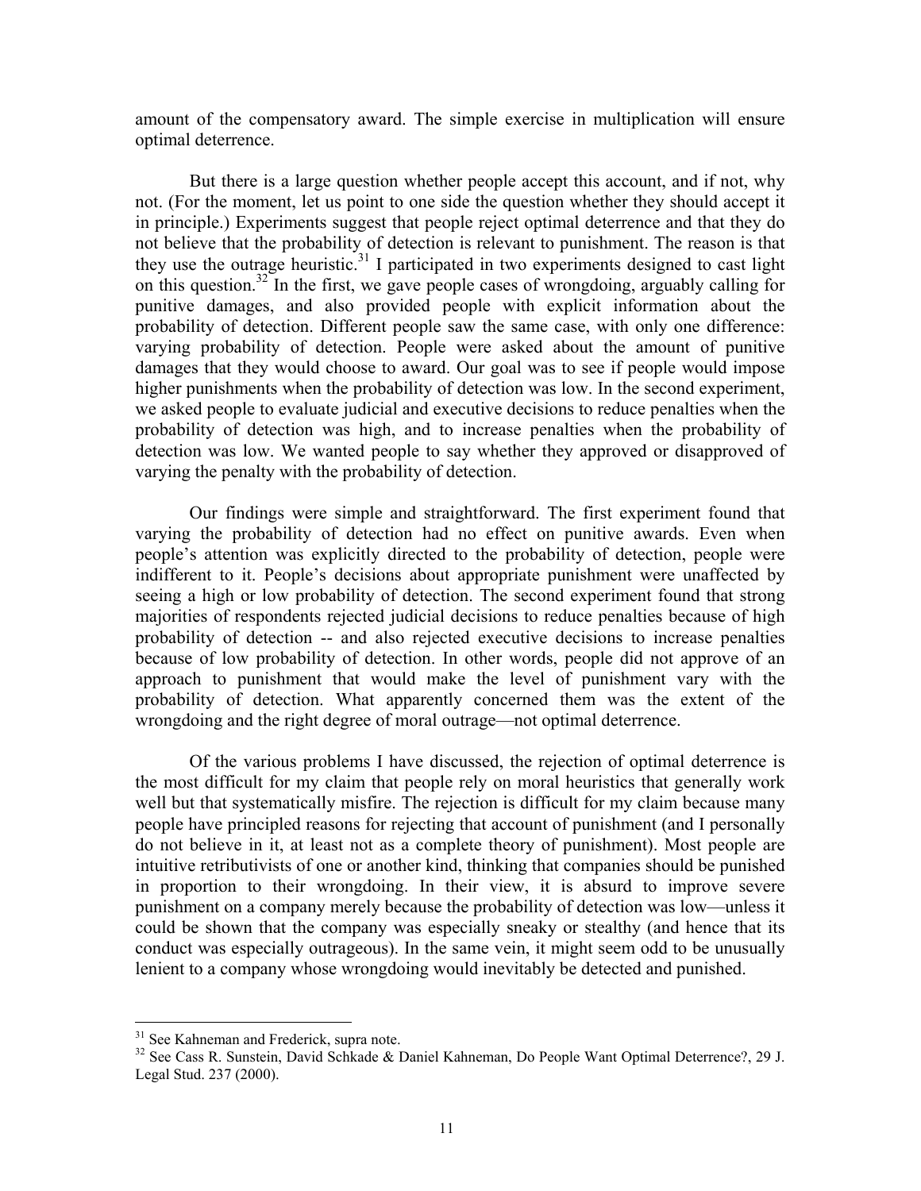amount of the compensatory award. The simple exercise in multiplication will ensure optimal deterrence.

But there is a large question whether people accept this account, and if not, why not. (For the moment, let us point to one side the question whether they should accept it in principle.) Experiments suggest that people reject optimal deterrence and that they do not believe that the probability of detection is relevant to punishment. The reason is that they use the outrage heuristic.[31] I participated in two experiments designed to cast light on this question.[32] In the first, we gave people cases of wrongdoing, arguably calling for punitive damages, and also provided people with explicit information about the probability of detection. Different people saw the same case, with only one difference: varying probability of detection. People were asked about the amount of punitive damages that they would choose to award. Our goal was to see if people would impose higher punishments when the probability of detection was low. In the second experiment, we asked people to evaluate judicial and executive decisions to reduce penalties when the probability of detection was high, and to increase penalties when the probability of detection was low. We wanted people to say whether they approved or disapproved of varying the penalty with the probability of detection.

Our findings were simple and straightforward. The first experiment found that varying the probability of detection had no effect on punitive awards. Even when people's attention was explicitly directed to the probability of detection, people were indifferent to it. People's decisions about appropriate punishment were unaffected by seeing a high or low probability of detection. The second experiment found that strong majorities of respondents rejected judicial decisions to reduce penalties because of high probability of detection -- and also rejected executive decisions to increase penalties because of low probability of detection. In other words, people did not approve of an approach to punishment that would make the level of punishment vary with the probability of detection. What apparently concerned them was the extent of the wrongdoing and the right degree of moral outrage—not optimal deterrence.

Of the various problems I have discussed, the rejection of optimal deterrence is the most difficult for my claim that people rely on moral heuristics that generally work well but that systematically misfire. The rejection is difficult for my claim because many people have principled reasons for rejecting that account of punishment (and I personally do not believe in it, at least not as a complete theory of punishment). Most people are intuitive retributivists of one or another kind, thinking that companies should be punished in proportion to their wrongdoing. In their view, it is absurd to improve severe punishment on a company merely because the probability of detection was low—unless it could be shown that the company was especially sneaky or stealthy (and hence that its conduct was especially outrageous). In the same vein, it might seem odd to be unusually lenient to a company whose wrongdoing would inevitably be detected and punished.

[31] See Kahneman and Frederick, supra note.

[32] See Cass R. Sunstein, David Schkade & Daniel Kahneman, Do People Want Optimal Deterrence?, 29 J. Legal Stud. 237 (2000).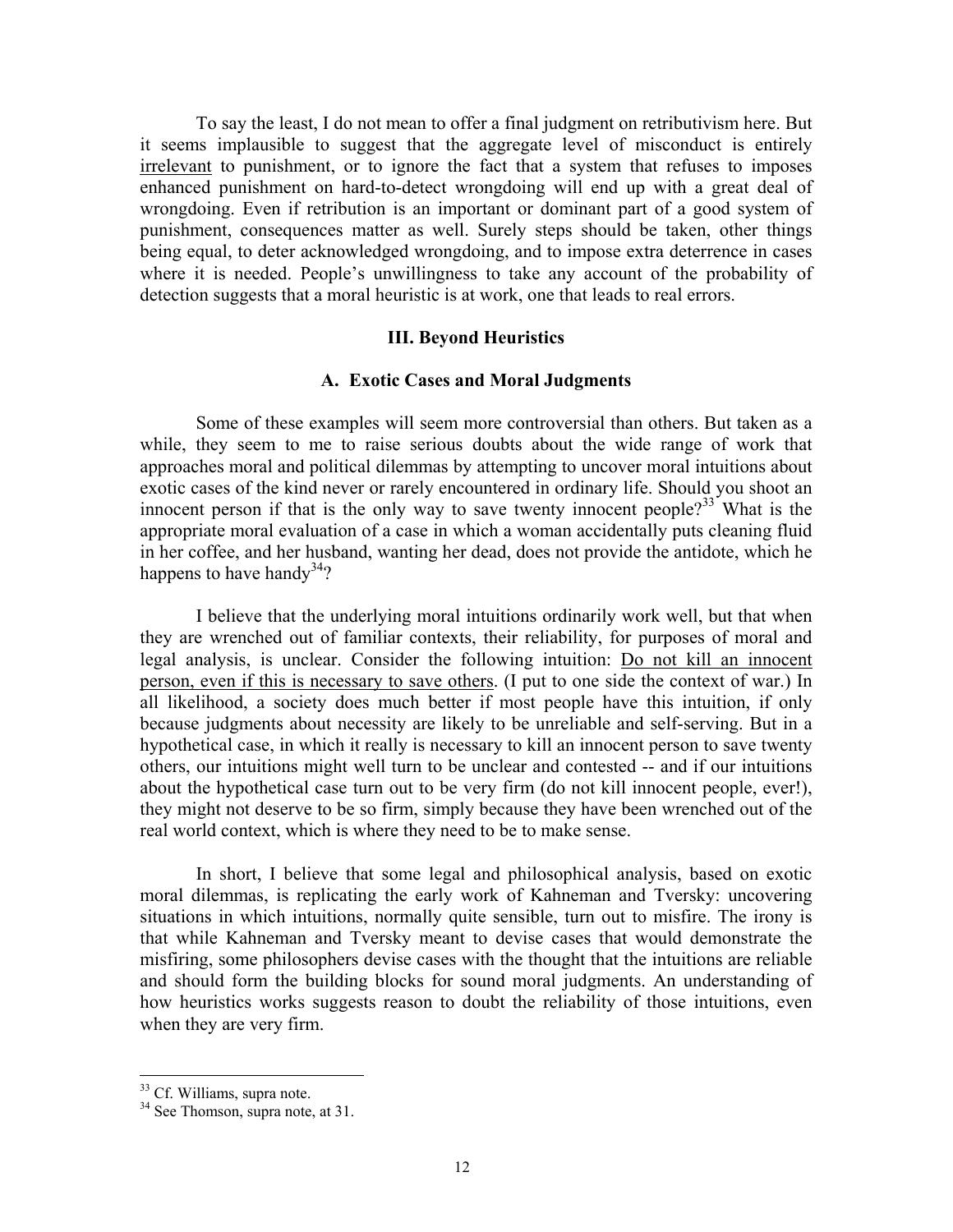To say the least, I do not mean to offer a final judgment on retributivism here. But it seems implausible to suggest that the aggregate level of misconduct is entirely <u>irrelevant</u> to punishment, or to ignore the fact that a system that refuses to imposes enhanced punishment on hard-to-detect wrongdoing will end up with a great deal of wrongdoing. Even if retribution is an important or dominant part of a good system of punishment, consequences matter as well. Surely steps should be taken, other things being equal, to deter acknowledged wrongdoing, and to impose extra deterrence in cases where it is needed. People's unwillingness to take any account of the probability of detection suggests that a moral heuristic is at work, one that leads to real errors.

## III. Beyond Heuristics

### A. Exotic Cases and Moral Judgments

Some of these examples will seem more controversial than others. But taken as a while, they seem to me to raise serious doubts about the wide range of work that approaches moral and political dilemmas by attempting to uncover moral intuitions about exotic cases of the kind never or rarely encountered in ordinary life. Should you shoot an innocent person if that is the only way to save twenty innocent people?[33] What is the appropriate moral evaluation of a case in which a woman accidentally puts cleaning fluid in her coffee, and her husband, wanting her dead, does not provide the antidote, which he happens to have handy[34]?

I believe that the underlying moral intuitions ordinarily work well, but that when they are wrenched out of familiar contexts, their reliability, for purposes of moral and legal analysis, is unclear. Consider the following intuition: <u>Do not kill an innocent person, even if this is necessary to save others</u>. (I put to one side the context of war.) In all likelihood, a society does much better if most people have this intuition, if only because judgments about necessity are likely to be unreliable and self-serving. But in a hypothetical case, in which it really is necessary to kill an innocent person to save twenty others, our intuitions might well turn to be unclear and contested -- and if our intuitions about the hypothetical case turn out to be very firm (do not kill innocent people, ever!), they might not deserve to be so firm, simply because they have been wrenched out of the real world context, which is where they need to be to make sense.

In short, I believe that some legal and philosophical analysis, based on exotic moral dilemmas, is replicating the early work of Kahneman and Tversky: uncovering situations in which intuitions, normally quite sensible, turn out to misfire. The irony is that while Kahneman and Tversky meant to devise cases that would demonstrate the misfiring, some philosophers devise cases with the thought that the intuitions are reliable and should form the building blocks for sound moral judgments. An understanding of how heuristics works suggests reason to doubt the reliability of those intuitions, even when they are very firm.

---

[33] Cf. Williams, supra note.

[34] See Thomson, supra note, at 31.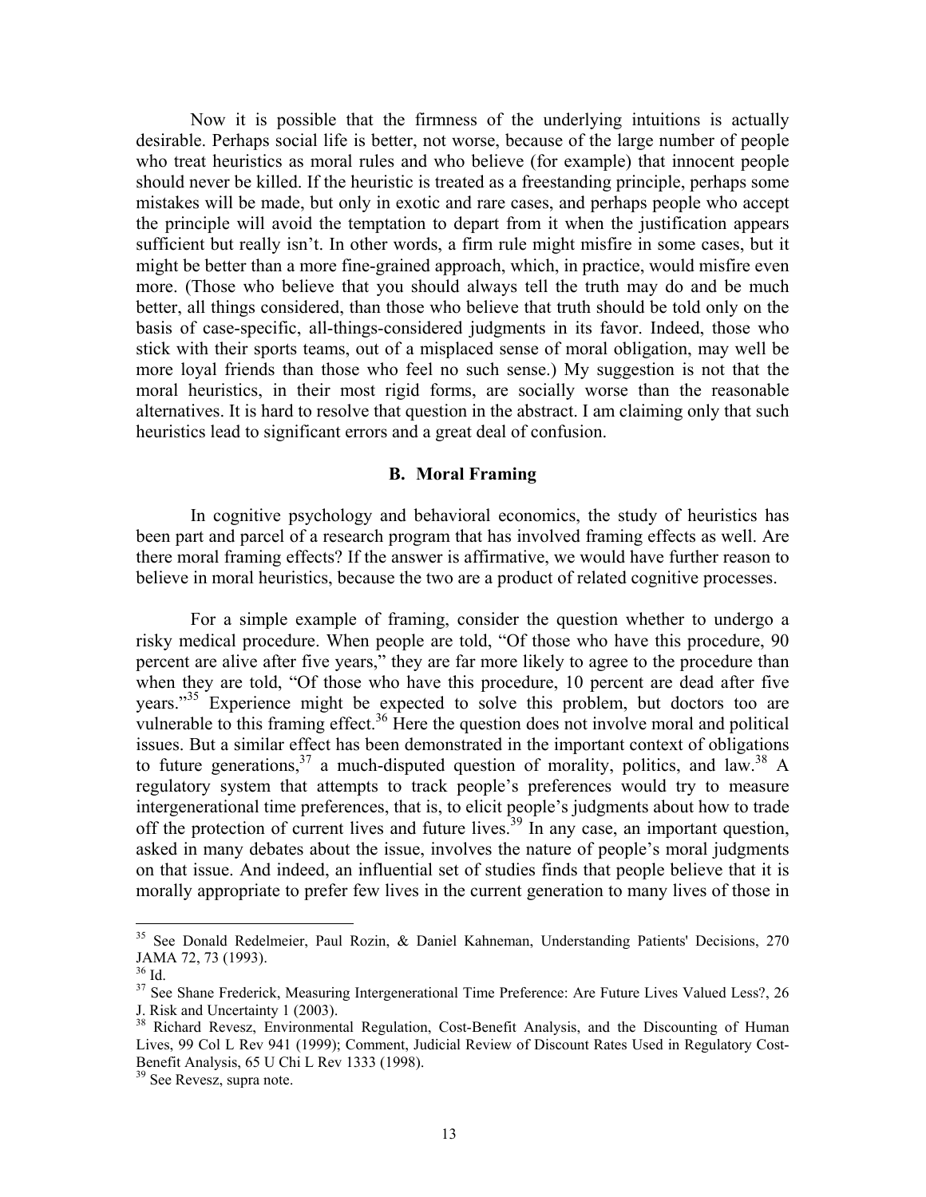Now it is possible that the firmness of the underlying intuitions is actually desirable. Perhaps social life is better, not worse, because of the large number of people who treat heuristics as moral rules and who believe (for example) that innocent people should never be killed. If the heuristic is treated as a freestanding principle, perhaps some mistakes will be made, but only in exotic and rare cases, and perhaps people who accept the principle will avoid the temptation to depart from it when the justification appears sufficient but really isn't. In other words, a firm rule might misfire in some cases, but it might be better than a more fine-grained approach, which, in practice, would misfire even more. (Those who believe that you should always tell the truth may do and be much better, all things considered, than those who believe that truth should be told only on the basis of case-specific, all-things-considered judgments in its favor. Indeed, those who stick with their sports teams, out of a misplaced sense of moral obligation, may well be more loyal friends than those who feel no such sense.) My suggestion is not that the moral heuristics, in their most rigid forms, are socially worse than the reasonable alternatives. It is hard to resolve that question in the abstract. I am claiming only that such heuristics lead to significant errors and a great deal of confusion.

### B. Moral Framing

In cognitive psychology and behavioral economics, the study of heuristics has been part and parcel of a research program that has involved framing effects as well. Are there moral framing effects? If the answer is affirmative, we would have further reason to believe in moral heuristics, because the two are a product of related cognitive processes.

For a simple example of framing, consider the question whether to undergo a risky medical procedure. When people are told, "Of those who have this procedure, 90 percent are alive after five years," they are far more likely to agree to the procedure than when they are told, "Of those who have this procedure, 10 percent are dead after five years."[35] Experience might be expected to solve this problem, but doctors too are vulnerable to this framing effect.[36] Here the question does not involve moral and political issues. But a similar effect has been demonstrated in the important context of obligations to future generations,[37] a much-disputed question of morality, politics, and law.[38] A regulatory system that attempts to track people's preferences would try to measure intergenerational time preferences, that is, to elicit people's judgments about how to trade off the protection of current lives and future lives.[39] In any case, an important question, asked in many debates about the issue, involves the nature of people's moral judgments on that issue. And indeed, an influential set of studies finds that people believe that it is morally appropriate to prefer few lives in the current generation to many lives of those in

---

[35] See Donald Redelmeier, Paul Rozin, & Daniel Kahneman, Understanding Patients' Decisions, 270 JAMA 72, 73 (1993).

[36] Id.

[37] See Shane Frederick, Measuring Intergenerational Time Preference: Are Future Lives Valued Less?, 26 J. Risk and Uncertainty 1 (2003).

[38] Richard Revesz, Environmental Regulation, Cost-Benefit Analysis, and the Discounting of Human Lives, 99 Col L Rev 941 (1999); Comment, Judicial Review of Discount Rates Used in Regulatory Cost-Benefit Analysis, 65 U Chi L Rev 1333 (1998).

[39] See Revesz, supra note.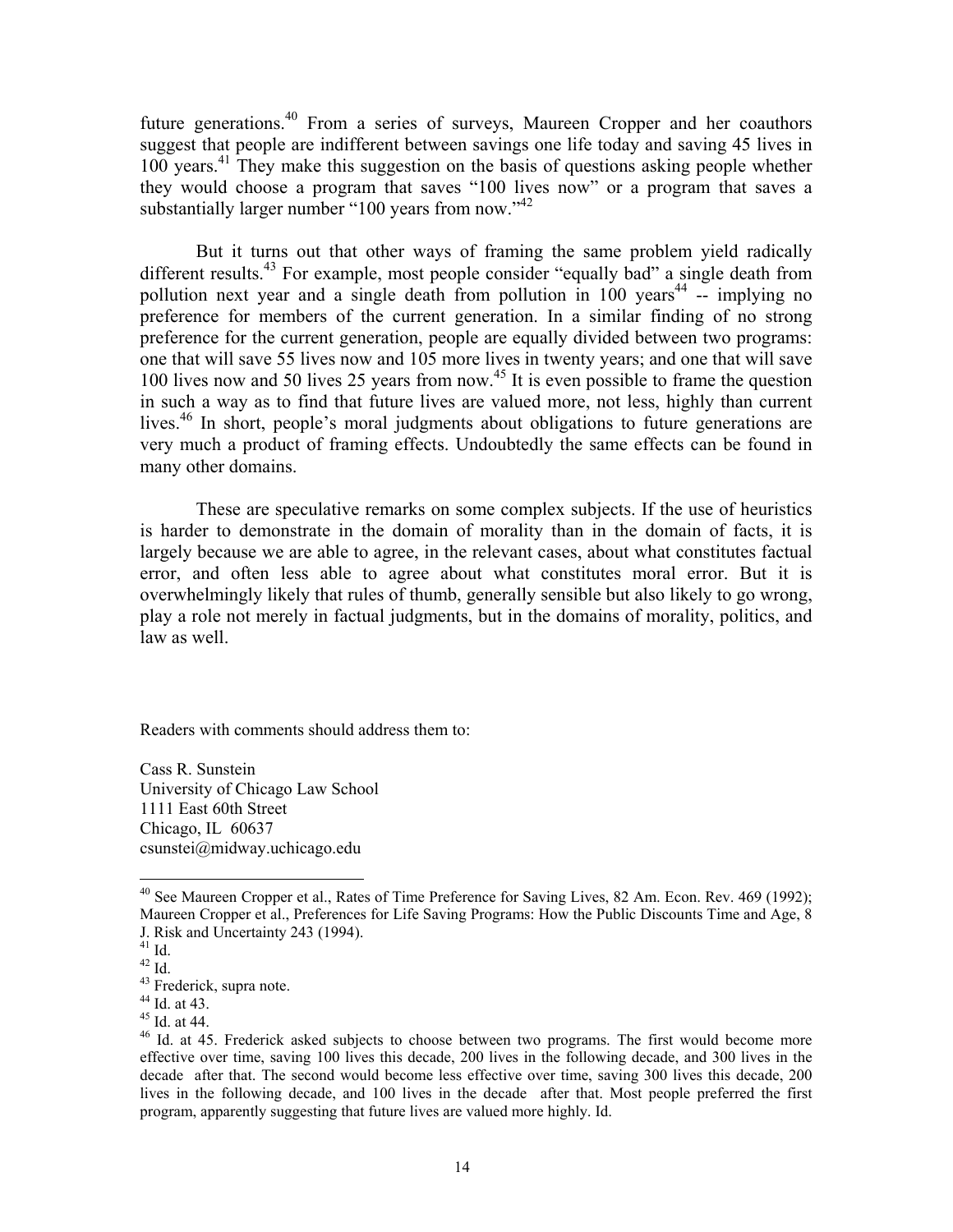future generations.[40] From a series of surveys, Maureen Cropper and her coauthors suggest that people are indifferent between savings one life today and saving 45 lives in 100 years.[41] They make this suggestion on the basis of questions asking people whether they would choose a program that saves "100 lives now" or a program that saves a substantially larger number "100 years from now."[42]

But it turns out that other ways of framing the same problem yield radically different results.[43] For example, most people consider "equally bad" a single death from pollution next year and a single death from pollution in 100 years[44] -- implying no preference for members of the current generation. In a similar finding of no strong preference for the current generation, people are equally divided between two programs: one that will save 55 lives now and 105 more lives in twenty years; and one that will save 100 lives now and 50 lives 25 years from now.[45] It is even possible to frame the question in such a way as to find that future lives are valued more, not less, highly than current lives.[46] In short, people's moral judgments about obligations to future generations are very much a product of framing effects. Undoubtedly the same effects can be found in many other domains.

These are speculative remarks on some complex subjects. If the use of heuristics is harder to demonstrate in the domain of morality than in the domain of facts, it is largely because we are able to agree, in the relevant cases, about what constitutes factual error, and often less able to agree about what constitutes moral error. But it is overwhelmingly likely that rules of thumb, generally sensible but also likely to go wrong, play a role not merely in factual judgments, but in the domains of morality, politics, and law as well.

Readers with comments should address them to:

Cass R. Sunstein
University of Chicago Law School
1111 East 60th Street
Chicago, IL 60637
csunstei@midway.uchicago.edu

---

[40] See Maureen Cropper et al., Rates of Time Preference for Saving Lives, 82 Am. Econ. Rev. 469 (1992); Maureen Cropper et al., Preferences for Life Saving Programs: How the Public Discounts Time and Age, 8 J. Risk and Uncertainty 243 (1994).

[41] Id.

[42] Id.

[43] Frederick, supra note.

[44] Id. at 43.

[45] Id. at 44.

[46] Id. at 45. Frederick asked subjects to choose between two programs. The first would become more effective over time, saving 100 lives this decade, 200 lives in the following decade, and 300 lives in the decade after that. The second would become less effective over time, saving 300 lives this decade, 200 lives in the following decade, and 100 lives in the decade after that. Most people preferred the first program, apparently suggesting that future lives are valued more highly. Id.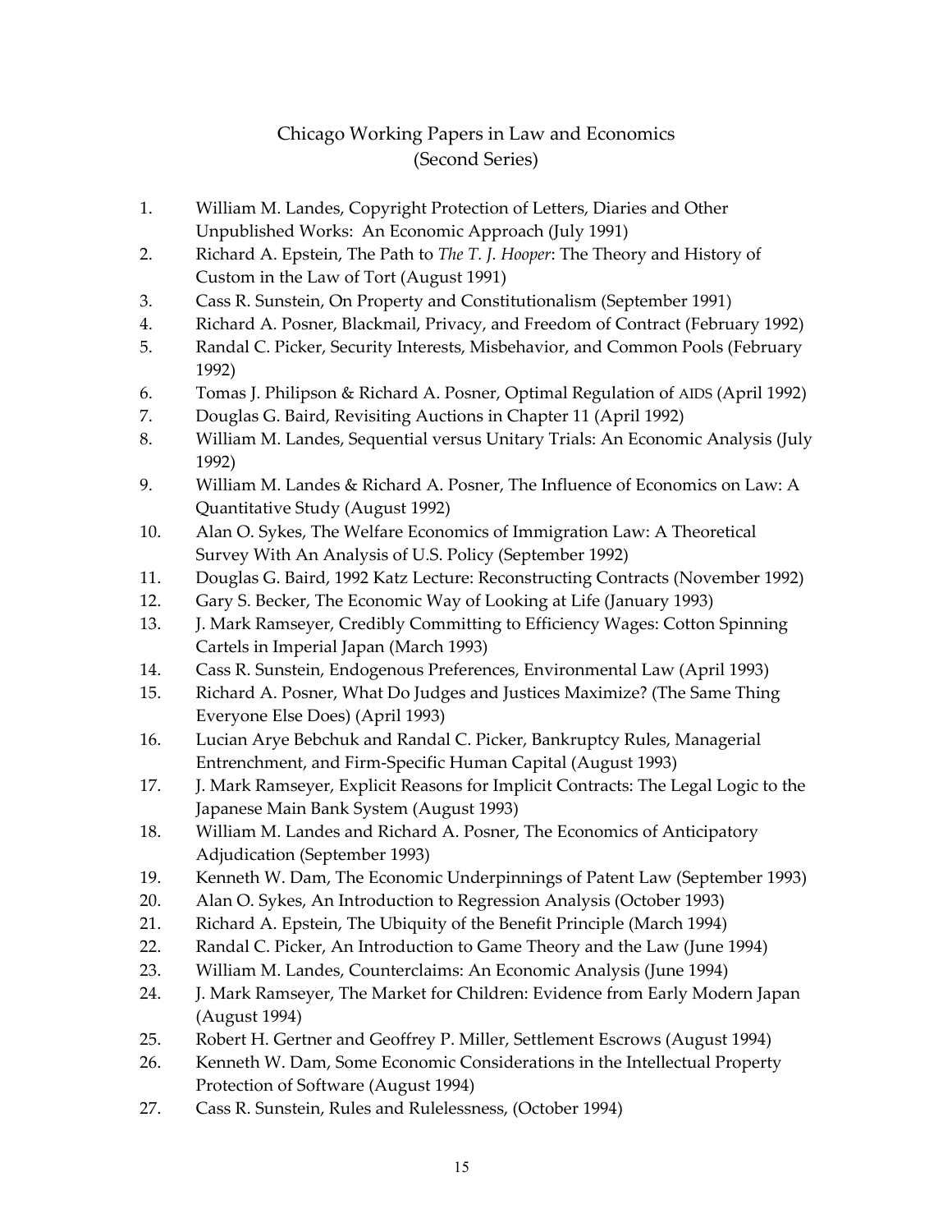# Chicago Working Papers in Law and Economics
## (Second Series)

1. William M. Landes, Copyright Protection of Letters, Diaries and Other Unpublished Works: An Economic Approach (July 1991)
2. Richard A. Epstein, The Path to *The T. J. Hooper*: The Theory and History of Custom in the Law of Tort (August 1991)
3. Cass R. Sunstein, On Property and Constitutionalism (September 1991)
4. Richard A. Posner, Blackmail, Privacy, and Freedom of Contract (February 1992)
5. Randal C. Picker, Security Interests, Misbehavior, and Common Pools (February 1992)
6. Tomas J. Philipson & Richard A. Posner, Optimal Regulation of AIDS (April 1992)
7. Douglas G. Baird, Revisiting Auctions in Chapter 11 (April 1992)
8. William M. Landes, Sequential versus Unitary Trials: An Economic Analysis (July 1992)
9. William M. Landes & Richard A. Posner, The Influence of Economics on Law: A Quantitative Study (August 1992)
10. Alan O. Sykes, The Welfare Economics of Immigration Law: A Theoretical Survey With An Analysis of U.S. Policy (September 1992)
11. Douglas G. Baird, 1992 Katz Lecture: Reconstructing Contracts (November 1992)
12. Gary S. Becker, The Economic Way of Looking at Life (January 1993)
13. J. Mark Ramseyer, Credibly Committing to Efficiency Wages: Cotton Spinning Cartels in Imperial Japan (March 1993)
14. Cass R. Sunstein, Endogenous Preferences, Environmental Law (April 1993)
15. Richard A. Posner, What Do Judges and Justices Maximize? (The Same Thing Everyone Else Does) (April 1993)
16. Lucian Arye Bebchuk and Randal C. Picker, Bankruptcy Rules, Managerial Entrenchment, and Firm-Specific Human Capital (August 1993)
17. J. Mark Ramseyer, Explicit Reasons for Implicit Contracts: The Legal Logic to the Japanese Main Bank System (August 1993)
18. William M. Landes and Richard A. Posner, The Economics of Anticipatory Adjudication (September 1993)
19. Kenneth W. Dam, The Economic Underpinnings of Patent Law (September 1993)
20. Alan O. Sykes, An Introduction to Regression Analysis (October 1993)
21. Richard A. Epstein, The Ubiquity of the Benefit Principle (March 1994)
22. Randal C. Picker, An Introduction to Game Theory and the Law (June 1994)
23. William M. Landes, Counterclaims: An Economic Analysis (June 1994)
24. J. Mark Ramseyer, The Market for Children: Evidence from Early Modern Japan (August 1994)
25. Robert H. Gertner and Geoffrey P. Miller, Settlement Escrows (August 1994)
26. Kenneth W. Dam, Some Economic Considerations in the Intellectual Property Protection of Software (August 1994)
27. Cass R. Sunstein, Rules and Rulelessness, (October 1994)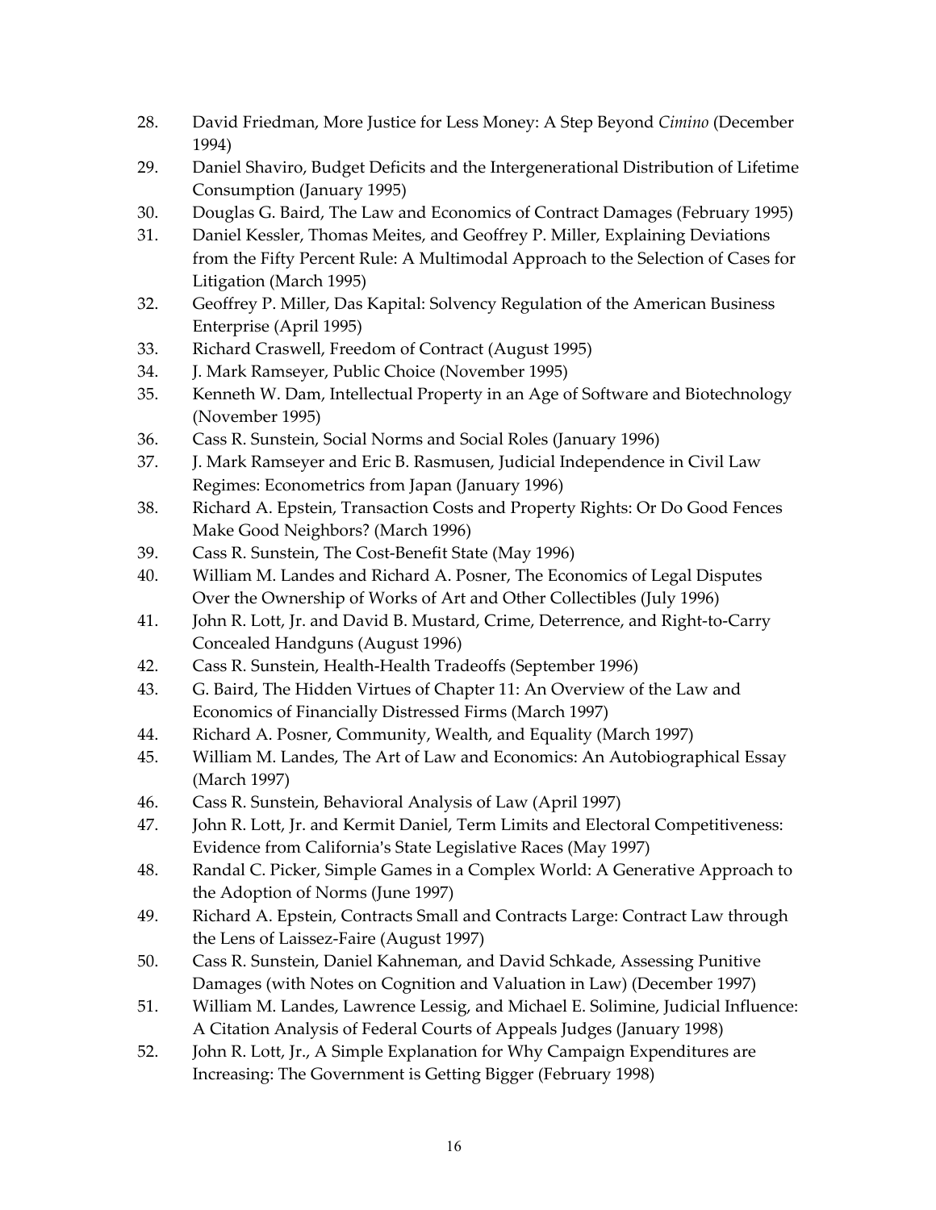28. David Friedman, More Justice for Less Money: A Step Beyond *Cimino* (December 1994)
29. Daniel Shaviro, Budget Deficits and the Intergenerational Distribution of Lifetime Consumption (January 1995)
30. Douglas G. Baird, The Law and Economics of Contract Damages (February 1995)
31. Daniel Kessler, Thomas Meites, and Geoffrey P. Miller, Explaining Deviations from the Fifty Percent Rule: A Multimodal Approach to the Selection of Cases for Litigation (March 1995)
32. Geoffrey P. Miller, Das Kapital: Solvency Regulation of the American Business Enterprise (April 1995)
33. Richard Craswell, Freedom of Contract (August 1995)
34. J. Mark Ramseyer, Public Choice (November 1995)
35. Kenneth W. Dam, Intellectual Property in an Age of Software and Biotechnology (November 1995)
36. Cass R. Sunstein, Social Norms and Social Roles (January 1996)
37. J. Mark Ramseyer and Eric B. Rasmusen, Judicial Independence in Civil Law Regimes: Econometrics from Japan (January 1996)
38. Richard A. Epstein, Transaction Costs and Property Rights: Or Do Good Fences Make Good Neighbors? (March 1996)
39. Cass R. Sunstein, The Cost-Benefit State (May 1996)
40. William M. Landes and Richard A. Posner, The Economics of Legal Disputes Over the Ownership of Works of Art and Other Collectibles (July 1996)
41. John R. Lott, Jr. and David B. Mustard, Crime, Deterrence, and Right-to-Carry Concealed Handguns (August 1996)
42. Cass R. Sunstein, Health-Health Tradeoffs (September 1996)
43. G. Baird, The Hidden Virtues of Chapter 11: An Overview of the Law and Economics of Financially Distressed Firms (March 1997)
44. Richard A. Posner, Community, Wealth, and Equality (March 1997)
45. William M. Landes, The Art of Law and Economics: An Autobiographical Essay (March 1997)
46. Cass R. Sunstein, Behavioral Analysis of Law (April 1997)
47. John R. Lott, Jr. and Kermit Daniel, Term Limits and Electoral Competitiveness: Evidence from California's State Legislative Races (May 1997)
48. Randal C. Picker, Simple Games in a Complex World: A Generative Approach to the Adoption of Norms (June 1997)
49. Richard A. Epstein, Contracts Small and Contracts Large: Contract Law through the Lens of Laissez-Faire (August 1997)
50. Cass R. Sunstein, Daniel Kahneman, and David Schkade, Assessing Punitive Damages (with Notes on Cognition and Valuation in Law) (December 1997)
51. William M. Landes, Lawrence Lessig, and Michael E. Solimine, Judicial Influence: A Citation Analysis of Federal Courts of Appeals Judges (January 1998)
52. John R. Lott, Jr., A Simple Explanation for Why Campaign Expenditures are Increasing: The Government is Getting Bigger (February 1998)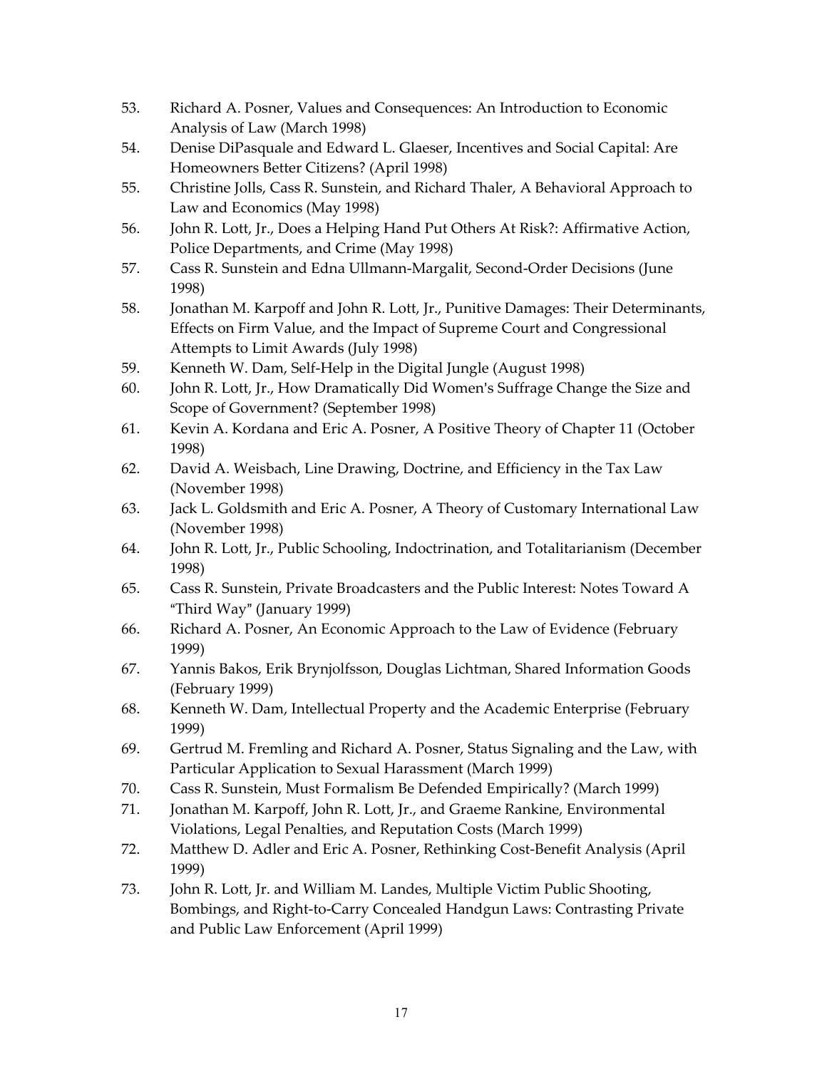53. Richard A. Posner, Values and Consequences: An Introduction to Economic Analysis of Law (March 1998)
54. Denise DiPasquale and Edward L. Glaeser, Incentives and Social Capital: Are Homeowners Better Citizens? (April 1998)
55. Christine Jolls, Cass R. Sunstein, and Richard Thaler, A Behavioral Approach to Law and Economics (May 1998)
56. John R. Lott, Jr., Does a Helping Hand Put Others At Risk?: Affirmative Action, Police Departments, and Crime (May 1998)
57. Cass R. Sunstein and Edna Ullmann-Margalit, Second-Order Decisions (June 1998)
58. Jonathan M. Karpoff and John R. Lott, Jr., Punitive Damages: Their Determinants, Effects on Firm Value, and the Impact of Supreme Court and Congressional Attempts to Limit Awards (July 1998)
59. Kenneth W. Dam, Self-Help in the Digital Jungle (August 1998)
60. John R. Lott, Jr., How Dramatically Did Women's Suffrage Change the Size and Scope of Government? (September 1998)
61. Kevin A. Kordana and Eric A. Posner, A Positive Theory of Chapter 11 (October 1998)
62. David A. Weisbach, Line Drawing, Doctrine, and Efficiency in the Tax Law (November 1998)
63. Jack L. Goldsmith and Eric A. Posner, A Theory of Customary International Law (November 1998)
64. John R. Lott, Jr., Public Schooling, Indoctrination, and Totalitarianism (December 1998)
65. Cass R. Sunstein, Private Broadcasters and the Public Interest: Notes Toward A "Third Way" (January 1999)
66. Richard A. Posner, An Economic Approach to the Law of Evidence (February 1999)
67. Yannis Bakos, Erik Brynjolfsson, Douglas Lichtman, Shared Information Goods (February 1999)
68. Kenneth W. Dam, Intellectual Property and the Academic Enterprise (February 1999)
69. Gertrud M. Fremling and Richard A. Posner, Status Signaling and the Law, with Particular Application to Sexual Harassment (March 1999)
70. Cass R. Sunstein, Must Formalism Be Defended Empirically? (March 1999)
71. Jonathan M. Karpoff, John R. Lott, Jr., and Graeme Rankine, Environmental Violations, Legal Penalties, and Reputation Costs (March 1999)
72. Matthew D. Adler and Eric A. Posner, Rethinking Cost-Benefit Analysis (April 1999)
73. John R. Lott, Jr. and William M. Landes, Multiple Victim Public Shooting, Bombings, and Right-to-Carry Concealed Handgun Laws: Contrasting Private and Public Law Enforcement (April 1999)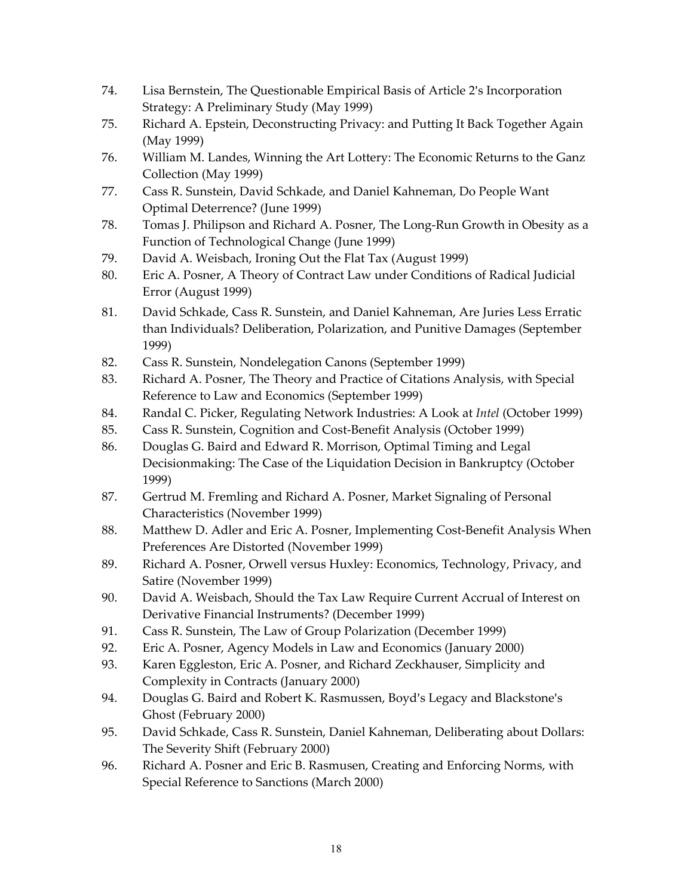74. Lisa Bernstein, The Questionable Empirical Basis of Article 2's Incorporation Strategy: A Preliminary Study (May 1999)
75. Richard A. Epstein, Deconstructing Privacy: and Putting It Back Together Again (May 1999)
76. William M. Landes, Winning the Art Lottery: The Economic Returns to the Ganz Collection (May 1999)
77. Cass R. Sunstein, David Schkade, and Daniel Kahneman, Do People Want Optimal Deterrence? (June 1999)
78. Tomas J. Philipson and Richard A. Posner, The Long-Run Growth in Obesity as a Function of Technological Change (June 1999)
79. David A. Weisbach, Ironing Out the Flat Tax (August 1999)
80. Eric A. Posner, A Theory of Contract Law under Conditions of Radical Judicial Error (August 1999)
81. David Schkade, Cass R. Sunstein, and Daniel Kahneman, Are Juries Less Erratic than Individuals? Deliberation, Polarization, and Punitive Damages (September 1999)
82. Cass R. Sunstein, Nondelegation Canons (September 1999)
83. Richard A. Posner, The Theory and Practice of Citations Analysis, with Special Reference to Law and Economics (September 1999)
84. Randal C. Picker, Regulating Network Industries: A Look at *Intel* (October 1999)
85. Cass R. Sunstein, Cognition and Cost-Benefit Analysis (October 1999)
86. Douglas G. Baird and Edward R. Morrison, Optimal Timing and Legal Decisionmaking: The Case of the Liquidation Decision in Bankruptcy (October 1999)
87. Gertrud M. Fremling and Richard A. Posner, Market Signaling of Personal Characteristics (November 1999)
88. Matthew D. Adler and Eric A. Posner, Implementing Cost-Benefit Analysis When Preferences Are Distorted (November 1999)
89. Richard A. Posner, Orwell versus Huxley: Economics, Technology, Privacy, and Satire (November 1999)
90. David A. Weisbach, Should the Tax Law Require Current Accrual of Interest on Derivative Financial Instruments? (December 1999)
91. Cass R. Sunstein, The Law of Group Polarization (December 1999)
92. Eric A. Posner, Agency Models in Law and Economics (January 2000)
93. Karen Eggleston, Eric A. Posner, and Richard Zeckhauser, Simplicity and Complexity in Contracts (January 2000)
94. Douglas G. Baird and Robert K. Rasmussen, Boyd's Legacy and Blackstone's Ghost (February 2000)
95. David Schkade, Cass R. Sunstein, Daniel Kahneman, Deliberating about Dollars: The Severity Shift (February 2000)
96. Richard A. Posner and Eric B. Rasmusen, Creating and Enforcing Norms, with Special Reference to Sanctions (March 2000)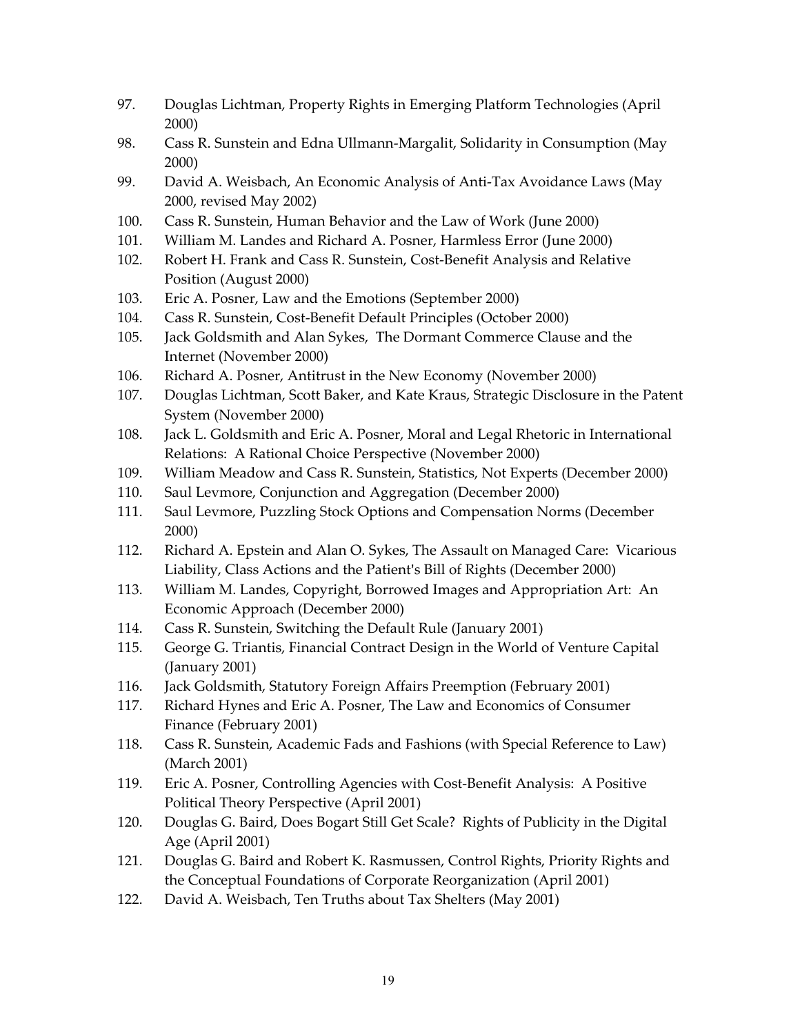97. Douglas Lichtman, Property Rights in Emerging Platform Technologies (April 2000)
98. Cass R. Sunstein and Edna Ullmann-Margalit, Solidarity in Consumption (May 2000)
99. David A. Weisbach, An Economic Analysis of Anti-Tax Avoidance Laws (May 2000, revised May 2002)
100. Cass R. Sunstein, Human Behavior and the Law of Work (June 2000)
101. William M. Landes and Richard A. Posner, Harmless Error (June 2000)
102. Robert H. Frank and Cass R. Sunstein, Cost-Benefit Analysis and Relative Position (August 2000)
103. Eric A. Posner, Law and the Emotions (September 2000)
104. Cass R. Sunstein, Cost-Benefit Default Principles (October 2000)
105. Jack Goldsmith and Alan Sykes, The Dormant Commerce Clause and the Internet (November 2000)
106. Richard A. Posner, Antitrust in the New Economy (November 2000)
107. Douglas Lichtman, Scott Baker, and Kate Kraus, Strategic Disclosure in the Patent System (November 2000)
108. Jack L. Goldsmith and Eric A. Posner, Moral and Legal Rhetoric in International Relations: A Rational Choice Perspective (November 2000)
109. William Meadow and Cass R. Sunstein, Statistics, Not Experts (December 2000)
110. Saul Levmore, Conjunction and Aggregation (December 2000)
111. Saul Levmore, Puzzling Stock Options and Compensation Norms (December 2000)
112. Richard A. Epstein and Alan O. Sykes, The Assault on Managed Care: Vicarious Liability, Class Actions and the Patient's Bill of Rights (December 2000)
113. William M. Landes, Copyright, Borrowed Images and Appropriation Art: An Economic Approach (December 2000)
114. Cass R. Sunstein, Switching the Default Rule (January 2001)
115. George G. Triantis, Financial Contract Design in the World of Venture Capital (January 2001)
116. Jack Goldsmith, Statutory Foreign Affairs Preemption (February 2001)
117. Richard Hynes and Eric A. Posner, The Law and Economics of Consumer Finance (February 2001)
118. Cass R. Sunstein, Academic Fads and Fashions (with Special Reference to Law) (March 2001)
119. Eric A. Posner, Controlling Agencies with Cost-Benefit Analysis: A Positive Political Theory Perspective (April 2001)
120. Douglas G. Baird, Does Bogart Still Get Scale? Rights of Publicity in the Digital Age (April 2001)
121. Douglas G. Baird and Robert K. Rasmussen, Control Rights, Priority Rights and the Conceptual Foundations of Corporate Reorganization (April 2001)
122. David A. Weisbach, Ten Truths about Tax Shelters (May 2001)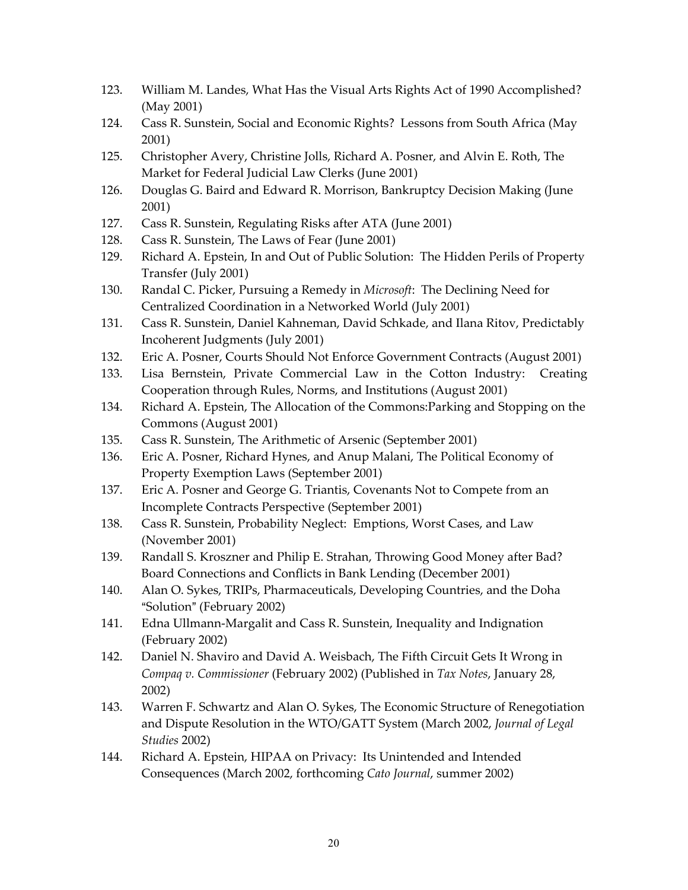123. William M. Landes, What Has the Visual Arts Rights Act of 1990 Accomplished? (May 2001)
124. Cass R. Sunstein, Social and Economic Rights? Lessons from South Africa (May 2001)
125. Christopher Avery, Christine Jolls, Richard A. Posner, and Alvin E. Roth, The Market for Federal Judicial Law Clerks (June 2001)
126. Douglas G. Baird and Edward R. Morrison, Bankruptcy Decision Making (June 2001)
127. Cass R. Sunstein, Regulating Risks after ATA (June 2001)
128. Cass R. Sunstein, The Laws of Fear (June 2001)
129. Richard A. Epstein, In and Out of Public Solution: The Hidden Perils of Property Transfer (July 2001)
130. Randal C. Picker, Pursuing a Remedy in *Microsoft*: The Declining Need for Centralized Coordination in a Networked World (July 2001)
131. Cass R. Sunstein, Daniel Kahneman, David Schkade, and Ilana Ritov, Predictably Incoherent Judgments (July 2001)
132. Eric A. Posner, Courts Should Not Enforce Government Contracts (August 2001)
133. Lisa Bernstein, Private Commercial Law in the Cotton Industry: Creating Cooperation through Rules, Norms, and Institutions (August 2001)
134. Richard A. Epstein, The Allocation of the Commons:Parking and Stopping on the Commons (August 2001)
135. Cass R. Sunstein, The Arithmetic of Arsenic (September 2001)
136. Eric A. Posner, Richard Hynes, and Anup Malani, The Political Economy of Property Exemption Laws (September 2001)
137. Eric A. Posner and George G. Triantis, Covenants Not to Compete from an Incomplete Contracts Perspective (September 2001)
138. Cass R. Sunstein, Probability Neglect: Emptions, Worst Cases, and Law (November 2001)
139. Randall S. Kroszner and Philip E. Strahan, Throwing Good Money after Bad? Board Connections and Conflicts in Bank Lending (December 2001)
140. Alan O. Sykes, TRIPs, Pharmaceuticals, Developing Countries, and the Doha "Solution" (February 2002)
141. Edna Ullmann-Margalit and Cass R. Sunstein, Inequality and Indignation (February 2002)
142. Daniel N. Shaviro and David A. Weisbach, The Fifth Circuit Gets It Wrong in *Compaq v. Commissioner* (February 2002) (Published in *Tax Notes*, January 28, 2002)
143. Warren F. Schwartz and Alan O. Sykes, The Economic Structure of Renegotiation and Dispute Resolution in the WTO/GATT System (March 2002, *Journal of Legal Studies* 2002)
144. Richard A. Epstein, HIPAA on Privacy: Its Unintended and Intended Consequences (March 2002, forthcoming *Cato Journal*, summer 2002)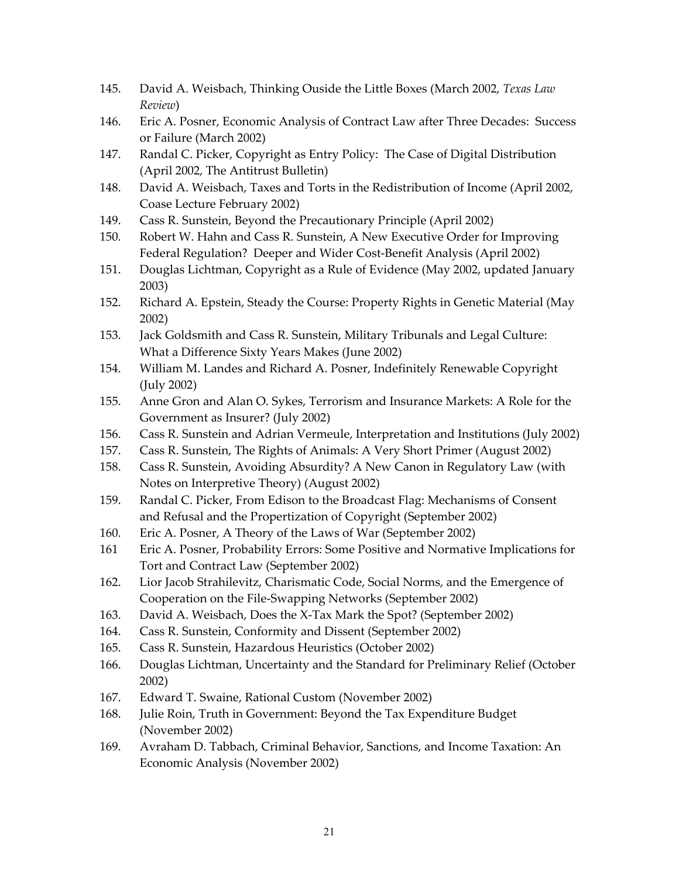145. David A. Weisbach, Thinking Ouside the Little Boxes (March 2002, *Texas Law Review*)
146. Eric A. Posner, Economic Analysis of Contract Law after Three Decades: Success or Failure (March 2002)
147. Randal C. Picker, Copyright as Entry Policy: The Case of Digital Distribution (April 2002, The Antitrust Bulletin)
148. David A. Weisbach, Taxes and Torts in the Redistribution of Income (April 2002, Coase Lecture February 2002)
149. Cass R. Sunstein, Beyond the Precautionary Principle (April 2002)
150. Robert W. Hahn and Cass R. Sunstein, A New Executive Order for Improving Federal Regulation? Deeper and Wider Cost-Benefit Analysis (April 2002)
151. Douglas Lichtman, Copyright as a Rule of Evidence (May 2002, updated January 2003)
152. Richard A. Epstein, Steady the Course: Property Rights in Genetic Material (May 2002)
153. Jack Goldsmith and Cass R. Sunstein, Military Tribunals and Legal Culture: What a Difference Sixty Years Makes (June 2002)
154. William M. Landes and Richard A. Posner, Indefinitely Renewable Copyright (July 2002)
155. Anne Gron and Alan O. Sykes, Terrorism and Insurance Markets: A Role for the Government as Insurer? (July 2002)
156. Cass R. Sunstein and Adrian Vermeule, Interpretation and Institutions (July 2002)
157. Cass R. Sunstein, The Rights of Animals: A Very Short Primer (August 2002)
158. Cass R. Sunstein, Avoiding Absurdity? A New Canon in Regulatory Law (with Notes on Interpretive Theory) (August 2002)
159. Randal C. Picker, From Edison to the Broadcast Flag: Mechanisms of Consent and Refusal and the Propertization of Copyright (September 2002)
160. Eric A. Posner, A Theory of the Laws of War (September 2002)
161 Eric A. Posner, Probability Errors: Some Positive and Normative Implications for Tort and Contract Law (September 2002)
162. Lior Jacob Strahilevitz, Charismatic Code, Social Norms, and the Emergence of Cooperation on the File-Swapping Networks (September 2002)
163. David A. Weisbach, Does the X-Tax Mark the Spot? (September 2002)
164. Cass R. Sunstein, Conformity and Dissent (September 2002)
165. Cass R. Sunstein, Hazardous Heuristics (October 2002)
166. Douglas Lichtman, Uncertainty and the Standard for Preliminary Relief (October 2002)
167. Edward T. Swaine, Rational Custom (November 2002)
168. Julie Roin, Truth in Government: Beyond the Tax Expenditure Budget (November 2002)
169. Avraham D. Tabbach, Criminal Behavior, Sanctions, and Income Taxation: An Economic Analysis (November 2002)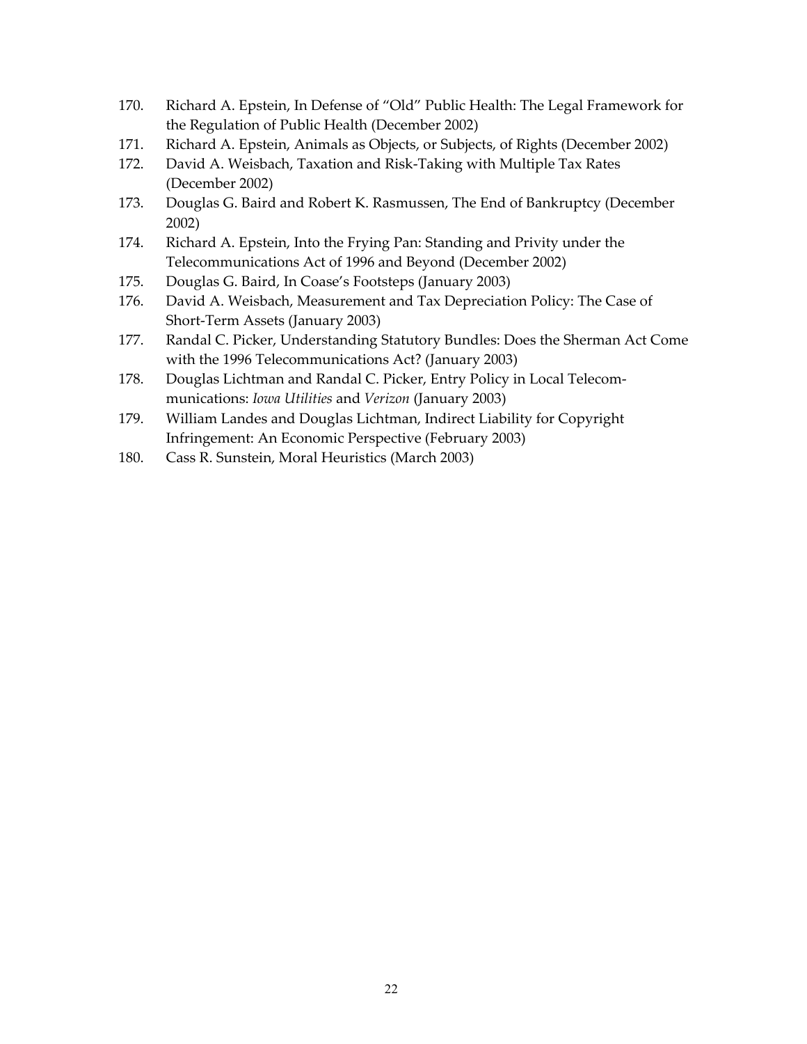170. Richard A. Epstein, In Defense of "Old" Public Health: The Legal Framework for the Regulation of Public Health (December 2002)
171. Richard A. Epstein, Animals as Objects, or Subjects, of Rights (December 2002)
172. David A. Weisbach, Taxation and Risk-Taking with Multiple Tax Rates (December 2002)
173. Douglas G. Baird and Robert K. Rasmussen, The End of Bankruptcy (December 2002)
174. Richard A. Epstein, Into the Frying Pan: Standing and Privity under the Telecommunications Act of 1996 and Beyond (December 2002)
175. Douglas G. Baird, In Coase's Footsteps (January 2003)
176. David A. Weisbach, Measurement and Tax Depreciation Policy: The Case of Short-Term Assets (January 2003)
177. Randal C. Picker, Understanding Statutory Bundles: Does the Sherman Act Come with the 1996 Telecommunications Act? (January 2003)
178. Douglas Lichtman and Randal C. Picker, Entry Policy in Local Telecommunications: *Iowa Utilities* and *Verizon* (January 2003)
179. William Landes and Douglas Lichtman, Indirect Liability for Copyright Infringement: An Economic Perspective (February 2003)
180. Cass R. Sunstein, Moral Heuristics (March 2003)